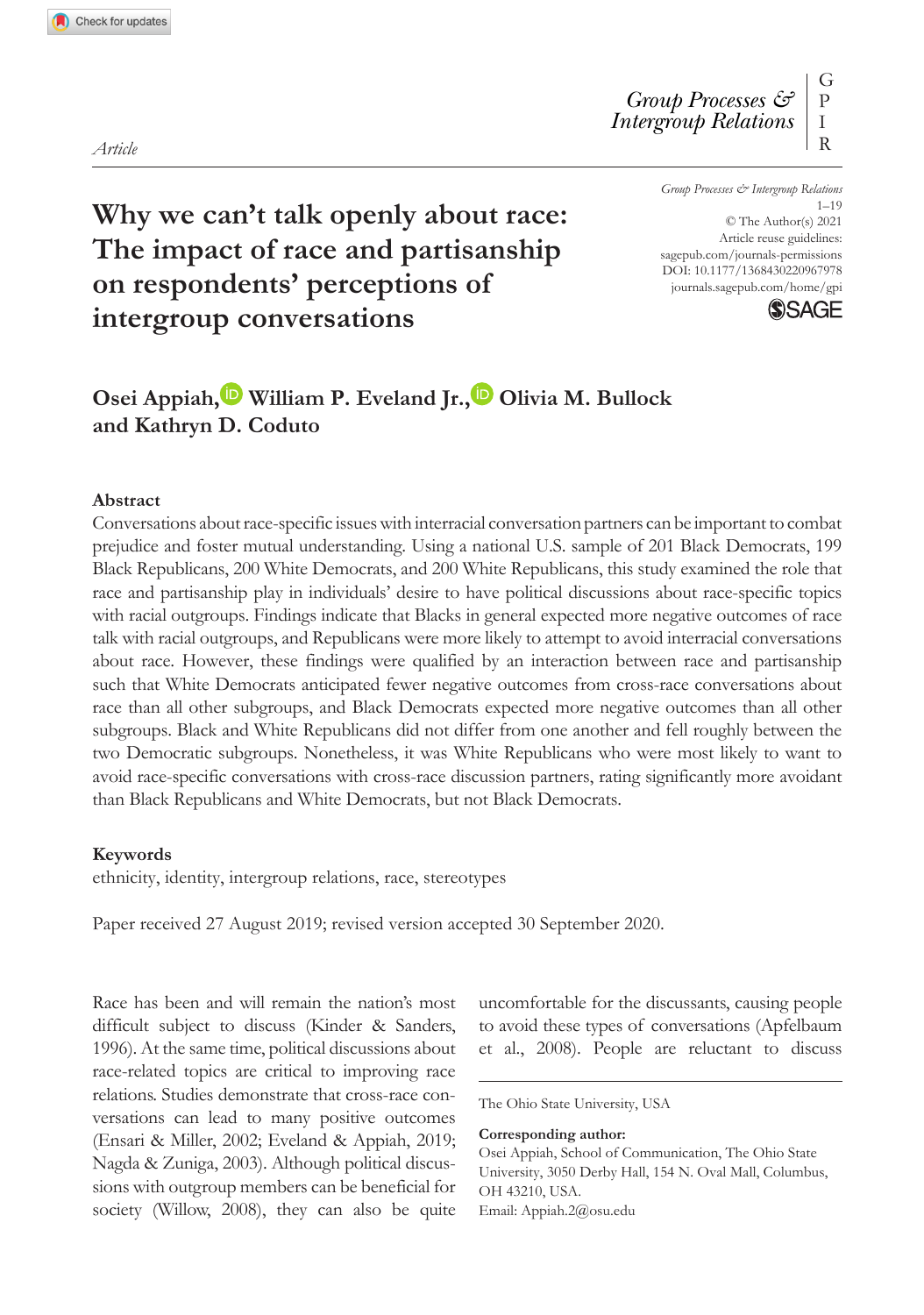*Article*

# Why we can't talk openly about race: The impact of race and partisanship on respondents' perceptions of intergroup conversations

**Osei Appiah, William P. Eveland Jr., Olivia M. Bullock and Kathryn D. Coduto**

## Abstract

Conversations about race-specific issues with interracial conversation partners can be important to combat prejudice and foster mutual understanding. Using a national U.S. sample of 201 Black Democrats, 199 Black Republicans, 200 White Democrats, and 200 White Republicans, this study examined the role that race and partisanship play in individuals' desire to have political discussions about race-specific topics with racial outgroups. Findings indicate that Blacks in general expected more negative outcomes of race talk with racial outgroups, and Republicans were more likely to attempt to avoid interracial conversations about race. However, these findings were qualified by an interaction between race and partisanship such that White Democrats anticipated fewer negative outcomes from cross-race conversations about race than all other subgroups, and Black Democrats expected more negative outcomes than all other subgroups. Black and White Republicans did not differ from one another and fell roughly between the two Democratic subgroups. Nonetheless, it was White Republicans who were most likely to want to avoid race-specific conversations with cross-race discussion partners, rating significantly more avoidant than Black Republicans and White Democrats, but not Black Democrats.

## Keywords

ethnicity, identity, intergroup relations, race, stereotypes

Paper received 27 August 2019; revised version accepted 30 September 2020.

Race has been and will remain the nation's most difficult subject to discuss (Kinder & Sanders, 1996). At the same time, political discussions about race-related topics are critical to improving race relations. Studies demonstrate that cross-race conversations can lead to many positive outcomes (Ensari & Miller, 2002; Eveland & Appiah, 2019; Nagda & Zuniga, 2003). Although political discussions with outgroup members can be beneficial for society (Willow, 2008), they can also be quite uncomfortable for the discussants, causing people to avoid these types of conversations (Apfelbaum et al., 2008). People are reluctant to discuss

The Ohio State University, USA

**Corresponding author:**
Osei Appiah, School of Communication, The Ohio State University, 3050 Derby Hall, 154 N. Oval Mall, Columbus, OH 43210, USA.
Email: Appiah.2@osu.edu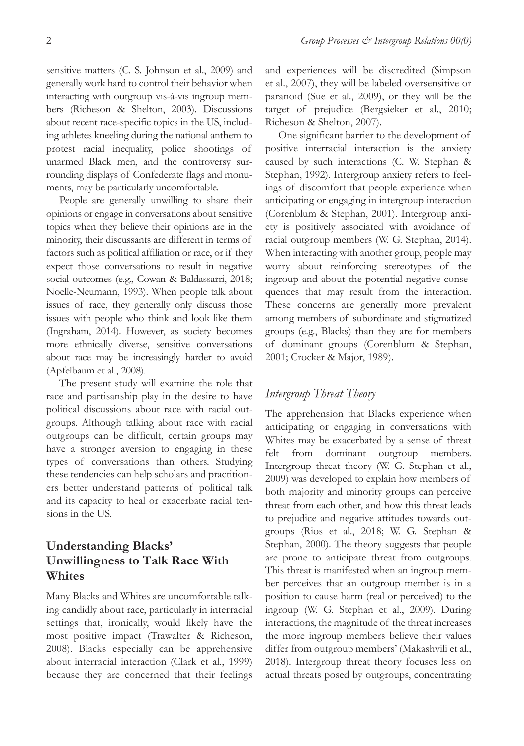sensitive matters (C. S. Johnson et al., 2009) and generally work hard to control their behavior when interacting with outgroup vis-à-vis ingroup members (Richeson & Shelton, 2003). Discussions about recent race-specific topics in the US, including athletes kneeling during the national anthem to protest racial inequality, police shootings of unarmed Black men, and the controversy surrounding displays of Confederate flags and monuments, may be particularly uncomfortable.

People are generally unwilling to share their opinions or engage in conversations about sensitive topics when they believe their opinions are in the minority, their discussants are different in terms of factors such as political affiliation or race, or if they expect those conversations to result in negative social outcomes (e.g., Cowan & Baldassarri, 2018; Noelle-Neumann, 1993). When people talk about issues of race, they generally only discuss those issues with people who think and look like them (Ingraham, 2014). However, as society becomes more ethnically diverse, sensitive conversations about race may be increasingly harder to avoid (Apfelbaum et al., 2008).

The present study will examine the role that race and partisanship play in the desire to have political discussions about race with racial outgroups. Although talking about race with racial outgroups can be difficult, certain groups may have a stronger aversion to engaging in these types of conversations than others. Studying these tendencies can help scholars and practitioners better understand patterns of political talk and its capacity to heal or exacerbate racial tensions in the US.

## Understanding Blacks' Unwillingness to Talk Race With Whites

Many Blacks and Whites are uncomfortable talking candidly about race, particularly in interracial settings that, ironically, would likely have the most positive impact (Trawalter & Richeson, 2008). Blacks especially can be apprehensive about interracial interaction (Clark et al., 1999) because they are concerned that their feelings and experiences will be discredited (Simpson et al., 2007), they will be labeled oversensitive or paranoid (Sue et al., 2009), or they will be the target of prejudice (Bergsieker et al., 2010; Richeson & Shelton, 2007).

One significant barrier to the development of positive interracial interaction is the anxiety caused by such interactions (C. W. Stephan & Stephan, 1992). Intergroup anxiety refers to feelings of discomfort that people experience when anticipating or engaging in intergroup interaction (Corenblum & Stephan, 2001). Intergroup anxiety is positively associated with avoidance of racial outgroup members (W. G. Stephan, 2014). When interacting with another group, people may worry about reinforcing stereotypes of the ingroup and about the potential negative consequences that may result from the interaction. These concerns are generally more prevalent among members of subordinate and stigmatized groups (e.g., Blacks) than they are for members of dominant groups (Corenblum & Stephan, 2001; Crocker & Major, 1989).

### *Intergroup Threat Theory*

The apprehension that Blacks experience when anticipating or engaging in conversations with Whites may be exacerbated by a sense of threat felt from dominant outgroup members. Intergroup threat theory (W. G. Stephan et al., 2009) was developed to explain how members of both majority and minority groups can perceive threat from each other, and how this threat leads to prejudice and negative attitudes towards outgroups (Rios et al., 2018; W. G. Stephan & Stephan, 2000). The theory suggests that people are prone to anticipate threat from outgroups. This threat is manifested when an ingroup member perceives that an outgroup member is in a position to cause harm (real or perceived) to the ingroup (W. G. Stephan et al., 2009). During interactions, the magnitude of the threat increases the more ingroup members believe their values differ from outgroup members' (Makashvili et al., 2018). Intergroup threat theory focuses less on actual threats posed by outgroups, concentrating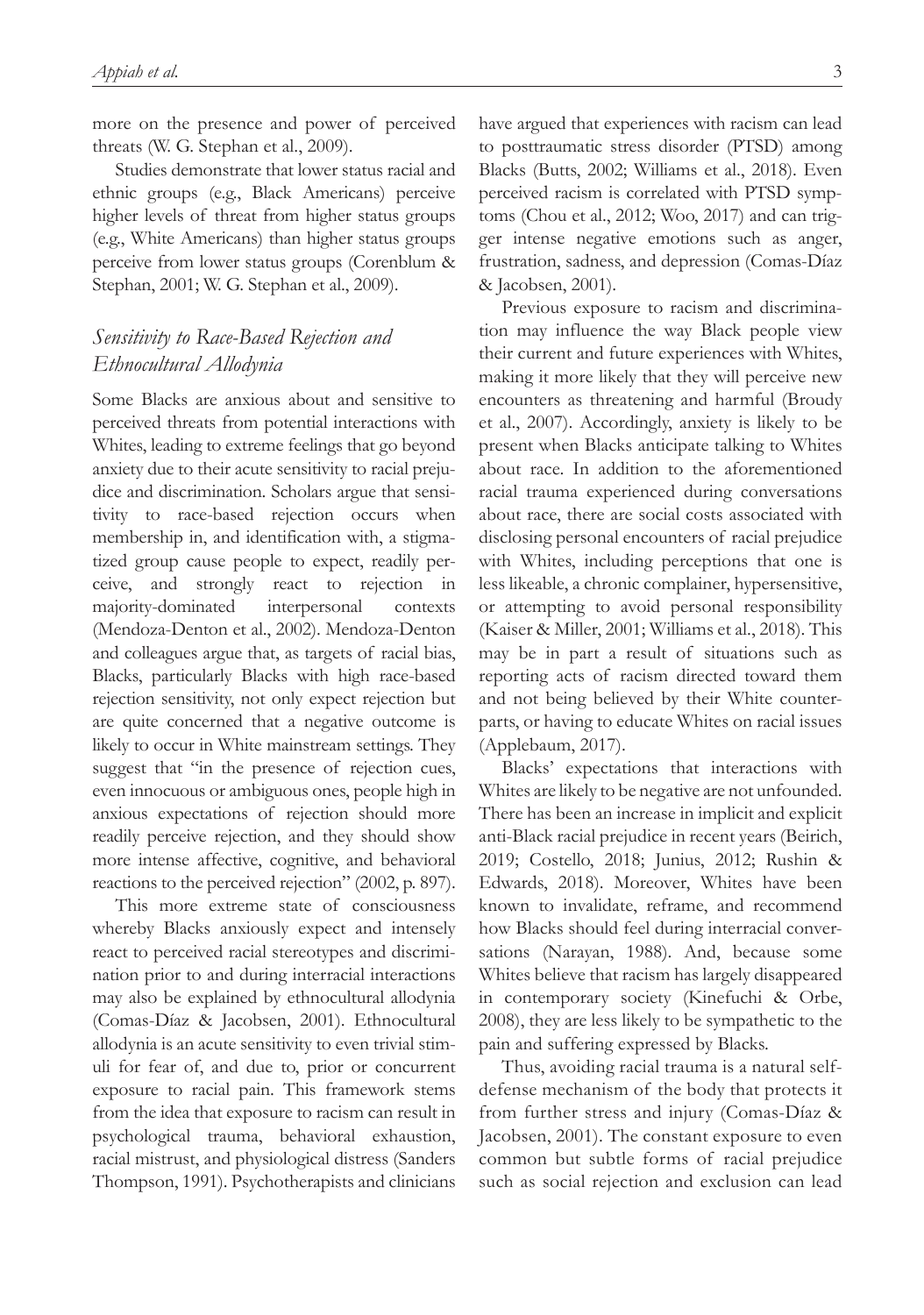more on the presence and power of perceived threats (W. G. Stephan et al., 2009).

Studies demonstrate that lower status racial and ethnic groups (e.g., Black Americans) perceive higher levels of threat from higher status groups (e.g., White Americans) than higher status groups perceive from lower status groups (Corenblum & Stephan, 2001; W. G. Stephan et al., 2009).

## *Sensitivity to Race-Based Rejection and Ethnocultural Allodynia*

Some Blacks are anxious about and sensitive to perceived threats from potential interactions with Whites, leading to extreme feelings that go beyond anxiety due to their acute sensitivity to racial prejudice and discrimination. Scholars argue that sensitivity to race-based rejection occurs when membership in, and identification with, a stigmatized group cause people to expect, readily perceive, and strongly react to rejection in majority-dominated interpersonal contexts (Mendoza-Denton et al., 2002). Mendoza-Denton and colleagues argue that, as targets of racial bias, Blacks, particularly Blacks with high race-based rejection sensitivity, not only expect rejection but are quite concerned that a negative outcome is likely to occur in White mainstream settings. They suggest that "in the presence of rejection cues, even innocuous or ambiguous ones, people high in anxious expectations of rejection should more readily perceive rejection, and they should show more intense affective, cognitive, and behavioral reactions to the perceived rejection" (2002, p. 897).

This more extreme state of consciousness whereby Blacks anxiously expect and intensely react to perceived racial stereotypes and discrimination prior to and during interracial interactions may also be explained by ethnocultural allodynia (Comas-Díaz & Jacobsen, 2001). Ethnocultural allodynia is an acute sensitivity to even trivial stimuli for fear of, and due to, prior or concurrent exposure to racial pain. This framework stems from the idea that exposure to racism can result in psychological trauma, behavioral exhaustion, racial mistrust, and physiological distress (Sanders Thompson, 1991). Psychotherapists and clinicians have argued that experiences with racism can lead to posttraumatic stress disorder (PTSD) among Blacks (Butts, 2002; Williams et al., 2018). Even perceived racism is correlated with PTSD symptoms (Chou et al., 2012; Woo, 2017) and can trigger intense negative emotions such as anger, frustration, sadness, and depression (Comas-Díaz & Jacobsen, 2001).

Previous exposure to racism and discrimination may influence the way Black people view their current and future experiences with Whites, making it more likely that they will perceive new encounters as threatening and harmful (Broudy et al., 2007). Accordingly, anxiety is likely to be present when Blacks anticipate talking to Whites about race. In addition to the aforementioned racial trauma experienced during conversations about race, there are social costs associated with disclosing personal encounters of racial prejudice with Whites, including perceptions that one is less likeable, a chronic complainer, hypersensitive, or attempting to avoid personal responsibility (Kaiser & Miller, 2001; Williams et al., 2018). This may be in part a result of situations such as reporting acts of racism directed toward them and not being believed by their White counterparts, or having to educate Whites on racial issues (Applebaum, 2017).

Blacks' expectations that interactions with Whites are likely to be negative are not unfounded. There has been an increase in implicit and explicit anti-Black racial prejudice in recent years (Beirich, 2019; Costello, 2018; Junius, 2012; Rushin & Edwards, 2018). Moreover, Whites have been known to invalidate, reframe, and recommend how Blacks should feel during interracial conversations (Narayan, 1988). And, because some Whites believe that racism has largely disappeared in contemporary society (Kinefuchi & Orbe, 2008), they are less likely to be sympathetic to the pain and suffering expressed by Blacks.

Thus, avoiding racial trauma is a natural self-defense mechanism of the body that protects it from further stress and injury (Comas-Díaz & Jacobsen, 2001). The constant exposure to even common but subtle forms of racial prejudice such as social rejection and exclusion can lead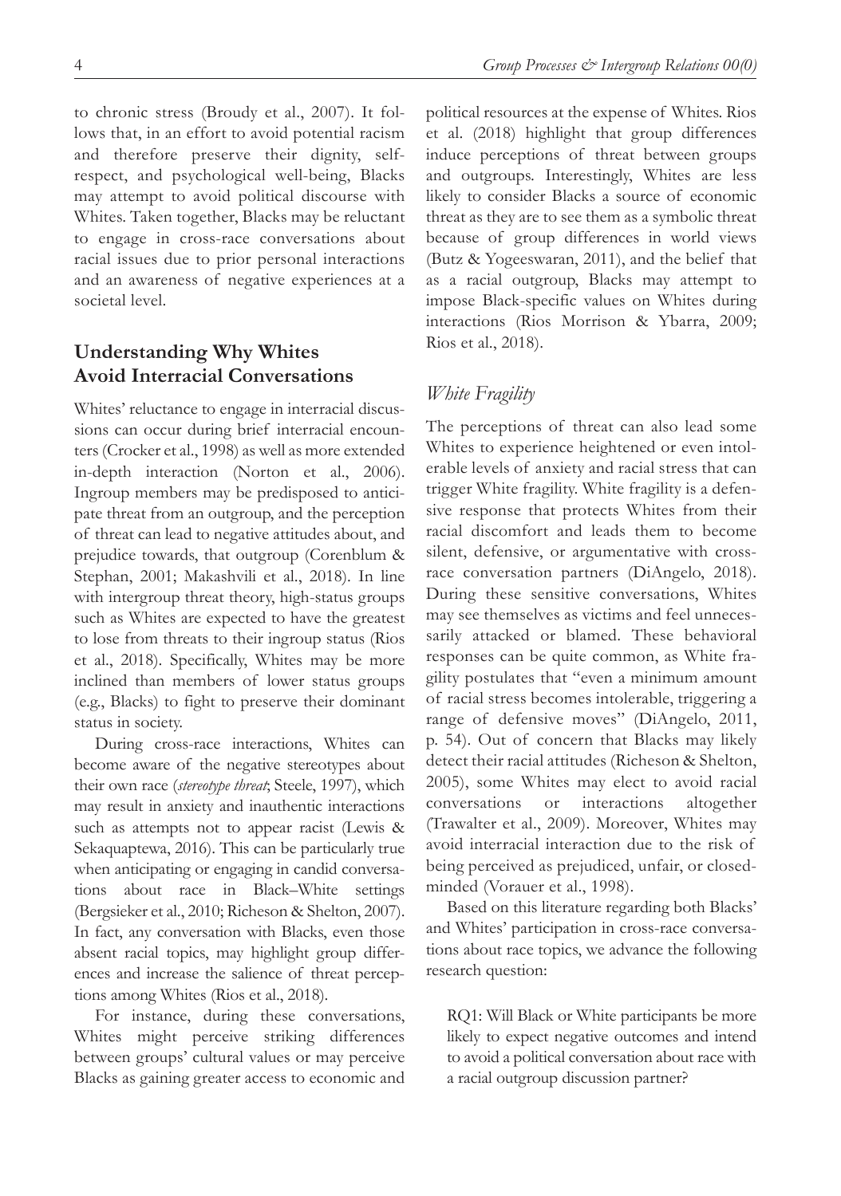to chronic stress (Broudy et al., 2007). It follows that, in an effort to avoid potential racism and therefore preserve their dignity, self-respect, and psychological well-being, Blacks may attempt to avoid political discourse with Whites. Taken together, Blacks may be reluctant to engage in cross-race conversations about racial issues due to prior personal interactions and an awareness of negative experiences at a societal level.

## Understanding Why Whites Avoid Interracial Conversations

Whites' reluctance to engage in interracial discussions can occur during brief interracial encounters (Crocker et al., 1998) as well as more extended in-depth interaction (Norton et al., 2006). Ingroup members may be predisposed to anticipate threat from an outgroup, and the perception of threat can lead to negative attitudes about, and prejudice towards, that outgroup (Corenblum & Stephan, 2001; Makashvili et al., 2018). In line with intergroup threat theory, high-status groups such as Whites are expected to have the greatest to lose from threats to their ingroup status (Rios et al., 2018). Specifically, Whites may be more inclined than members of lower status groups (e.g., Blacks) to fight to preserve their dominant status in society.

During cross-race interactions, Whites can become aware of the negative stereotypes about their own race (*stereotype threat*; Steele, 1997), which may result in anxiety and inauthentic interactions such as attempts not to appear racist (Lewis & Sekaquaptewa, 2016). This can be particularly true when anticipating or engaging in candid conversations about race in Black–White settings (Bergsieker et al., 2010; Richeson & Shelton, 2007). In fact, any conversation with Blacks, even those absent racial topics, may highlight group differences and increase the salience of threat perceptions among Whites (Rios et al., 2018).

For instance, during these conversations, Whites might perceive striking differences between groups' cultural values or may perceive Blacks as gaining greater access to economic and political resources at the expense of Whites. Rios et al. (2018) highlight that group differences induce perceptions of threat between groups and outgroups. Interestingly, Whites are less likely to consider Blacks a source of economic threat as they are to see them as a symbolic threat because of group differences in world views (Butz & Yogeeswaran, 2011), and the belief that as a racial outgroup, Blacks may attempt to impose Black-specific values on Whites during interactions (Rios Morrison & Ybarra, 2009; Rios et al., 2018).

### *White Fragility*

The perceptions of threat can also lead some Whites to experience heightened or even intolerable levels of anxiety and racial stress that can trigger White fragility. White fragility is a defensive response that protects Whites from their racial discomfort and leads them to become silent, defensive, or argumentative with cross-race conversation partners (DiAngelo, 2018). During these sensitive conversations, Whites may see themselves as victims and feel unnecessarily attacked or blamed. These behavioral responses can be quite common, as White fragility postulates that "even a minimum amount of racial stress becomes intolerable, triggering a range of defensive moves" (DiAngelo, 2011, p. 54). Out of concern that Blacks may likely detect their racial attitudes (Richeson & Shelton, 2005), some Whites may elect to avoid racial conversations or interactions altogether (Trawalter et al., 2009). Moreover, Whites may avoid interracial interaction due to the risk of being perceived as prejudiced, unfair, or closed-minded (Vorauer et al., 1998).

Based on this literature regarding both Blacks' and Whites' participation in cross-race conversations about race topics, we advance the following research question:

> RQ1: Will Black or White participants be more likely to expect negative outcomes and intend to avoid a political conversation about race with a racial outgroup discussion partner?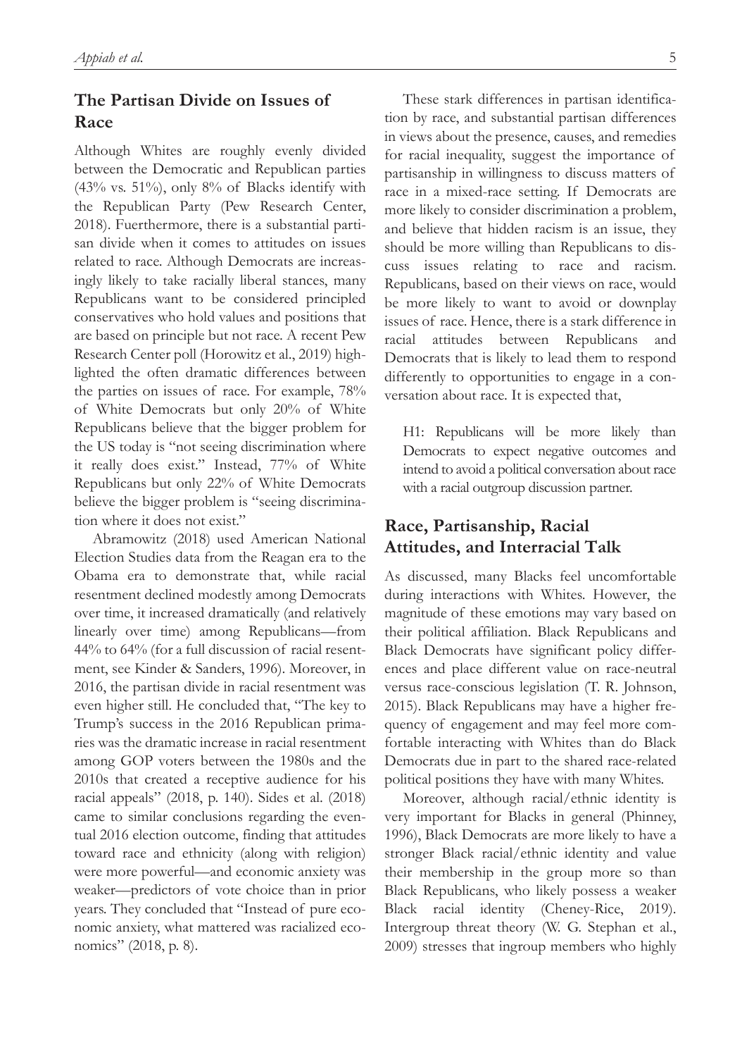## The Partisan Divide on Issues of Race

Although Whites are roughly evenly divided between the Democratic and Republican parties (43% vs. 51%), only 8% of Blacks identify with the Republican Party (Pew Research Center, 2018). Furthermore, there is a substantial partisan divide when it comes to attitudes on issues related to race. Although Democrats are increasingly likely to take racially liberal stances, many Republicans want to be considered principled conservatives who hold values and positions that are based on principle but not race. A recent Pew Research Center poll (Horowitz et al., 2019) highlighted the often dramatic differences between the parties on issues of race. For example, 78% of White Democrats but only 20% of White Republicans believe that the bigger problem for the US today is "not seeing discrimination where it really does exist." Instead, 77% of White Republicans but only 22% of White Democrats believe the bigger problem is "seeing discrimination where it does not exist."

Abramowitz (2018) used American National Election Studies data from the Reagan era to the Obama era to demonstrate that, while racial resentment declined modestly among Democrats over time, it increased dramatically (and relatively linearly over time) among Republicans—from 44% to 64% (for a full discussion of racial resentment, see Kinder & Sanders, 1996). Moreover, in 2016, the partisan divide in racial resentment was even higher still. He concluded that, "The key to Trump's success in the 2016 Republican primaries was the dramatic increase in racial resentment among GOP voters between the 1980s and the 2010s that created a receptive audience for his racial appeals" (2018, p. 140). Sides et al. (2018) came to similar conclusions regarding the eventual 2016 election outcome, finding that attitudes toward race and ethnicity (along with religion) were more powerful—and economic anxiety was weaker—predictors of vote choice than in prior years. They concluded that "Instead of pure economic anxiety, what mattered was racialized economics" (2018, p. 8).

These stark differences in partisan identification by race, and substantial partisan differences in views about the presence, causes, and remedies for racial inequality, suggest the importance of partisanship in willingness to discuss matters of race in a mixed-race setting. If Democrats are more likely to consider discrimination a problem, and believe that hidden racism is an issue, they should be more willing than Republicans to discuss issues relating to race and racism. Republicans, based on their views on race, would be more likely to want to avoid or downplay issues of race. Hence, there is a stark difference in racial attitudes between Republicans and Democrats that is likely to lead them to respond differently to opportunities to engage in a conversation about race. It is expected that,

> H1: Republicans will be more likely than Democrats to expect negative outcomes and intend to avoid a political conversation about race with a racial outgroup discussion partner.

## Race, Partisanship, Racial Attitudes, and Interracial Talk

As discussed, many Blacks feel uncomfortable during interactions with Whites. However, the magnitude of these emotions may vary based on their political affiliation. Black Republicans and Black Democrats have significant policy differences and place different value on race-neutral versus race-conscious legislation (T. R. Johnson, 2015). Black Republicans may have a higher frequency of engagement and may feel more comfortable interacting with Whites than do Black Democrats due in part to the shared race-related political positions they have with many Whites.

Moreover, although racial/ethnic identity is very important for Blacks in general (Phinney, 1996), Black Democrats are more likely to have a stronger Black racial/ethnic identity and value their membership in the group more so than Black Republicans, who likely possess a weaker Black racial identity (Cheney-Rice, 2019). Intergroup threat theory (W. G. Stephan et al., 2009) stresses that ingroup members who highly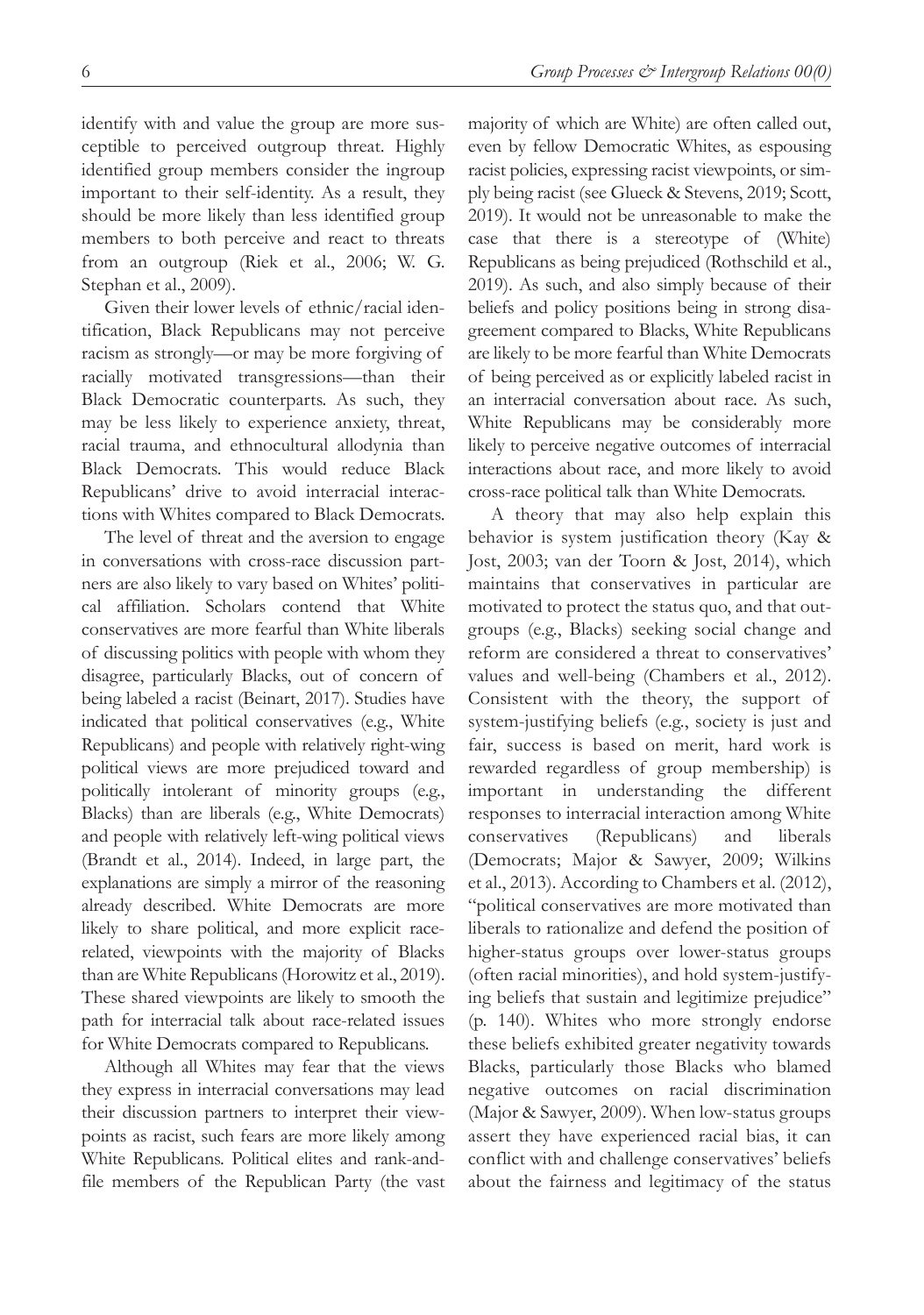identify with and value the group are more susceptible to perceived outgroup threat. Highly identified group members consider the ingroup important to their self-identity. As a result, they should be more likely than less identified group members to both perceive and react to threats from an outgroup (Riek et al., 2006; W. G. Stephan et al., 2009).

Given their lower levels of ethnic/racial identification, Black Republicans may not perceive racism as strongly—or may be more forgiving of racially motivated transgressions—than their Black Democratic counterparts. As such, they may be less likely to experience anxiety, threat, racial trauma, and ethnocultural allodynia than Black Democrats. This would reduce Black Republicans' drive to avoid interracial interactions with Whites compared to Black Democrats.

The level of threat and the aversion to engage in conversations with cross-race discussion partners are also likely to vary based on Whites' political affiliation. Scholars contend that White conservatives are more fearful than White liberals of discussing politics with people with whom they disagree, particularly Blacks, out of concern of being labeled a racist (Beinart, 2017). Studies have indicated that political conservatives (e.g., White Republicans) and people with relatively right-wing political views are more prejudiced toward and politically intolerant of minority groups (e.g., Blacks) than are liberals (e.g., White Democrats) and people with relatively left-wing political views (Brandt et al., 2014). Indeed, in large part, the explanations are simply a mirror of the reasoning already described. White Democrats are more likely to share political, and more explicit race-related, viewpoints with the majority of Blacks than are White Republicans (Horowitz et al., 2019). These shared viewpoints are likely to smooth the path for interracial talk about race-related issues for White Democrats compared to Republicans.

Although all Whites may fear that the views they express in interracial conversations may lead their discussion partners to interpret their viewpoints as racist, such fears are more likely among White Republicans. Political elites and rank-and-file members of the Republican Party (the vast majority of which are White) are often called out, even by fellow Democratic Whites, as espousing racist policies, expressing racist viewpoints, or simply being racist (see Glueck & Stevens, 2019; Scott, 2019). It would not be unreasonable to make the case that there is a stereotype of (White) Republicans as being prejudiced (Rothschild et al., 2019). As such, and also simply because of their beliefs and policy positions being in strong disagreement compared to Blacks, White Republicans are likely to be more fearful than White Democrats of being perceived as or explicitly labeled racist in an interracial conversation about race. As such, White Republicans may be considerably more likely to perceive negative outcomes of interracial interactions about race, and more likely to avoid cross-race political talk than White Democrats.

A theory that may also help explain this behavior is system justification theory (Kay & Jost, 2003; van der Toorn & Jost, 2014), which maintains that conservatives in particular are motivated to protect the status quo, and that outgroups (e.g., Blacks) seeking social change and reform are considered a threat to conservatives' values and well-being (Chambers et al., 2012). Consistent with the theory, the support of system-justifying beliefs (e.g., society is just and fair, success is based on merit, hard work is rewarded regardless of group membership) is important in understanding the different responses to interracial interaction among White conservatives (Republicans) and liberals (Democrats; Major & Sawyer, 2009; Wilkins et al., 2013). According to Chambers et al. (2012), "political conservatives are more motivated than liberals to rationalize and defend the position of higher-status groups over lower-status groups (often racial minorities), and hold system-justifying beliefs that sustain and legitimize prejudice" (p. 140). Whites who more strongly endorse these beliefs exhibited greater negativity towards Blacks, particularly those Blacks who blamed negative outcomes on racial discrimination (Major & Sawyer, 2009). When low-status groups assert they have experienced racial bias, it can conflict with and challenge conservatives' beliefs about the fairness and legitimacy of the status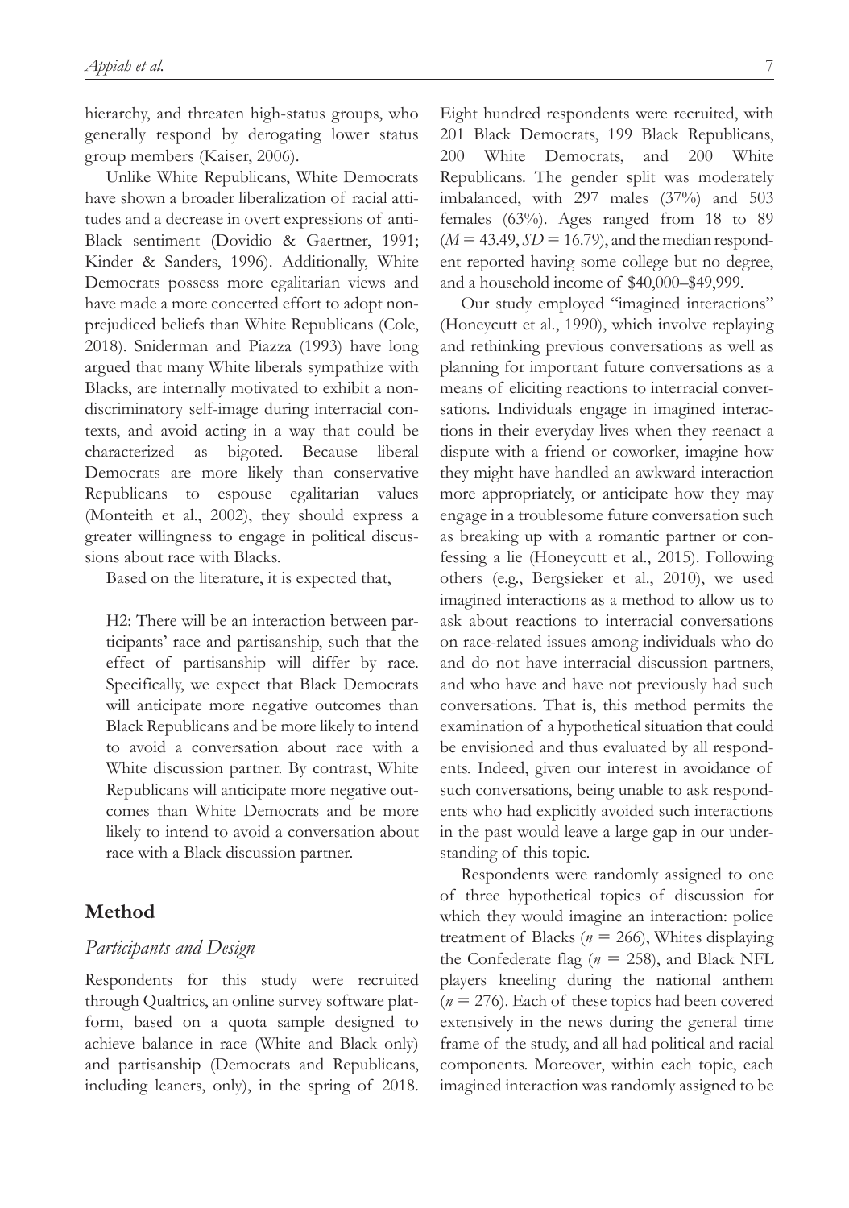hierarchy, and threaten high-status groups, who generally respond by derogating lower status group members (Kaiser, 2006).

Unlike White Republicans, White Democrats have shown a broader liberalization of racial attitudes and a decrease in overt expressions of anti-Black sentiment (Dovidio & Gaertner, 1991; Kinder & Sanders, 1996). Additionally, White Democrats possess more egalitarian views and have made a more concerted effort to adopt nonprejudiced beliefs than White Republicans (Cole, 2018). Sniderman and Piazza (1993) have long argued that many White liberals sympathize with Blacks, are internally motivated to exhibit a nondiscriminatory self-image during interracial contexts, and avoid acting in a way that could be characterized as bigoted. Because liberal Democrats are more likely than conservative Republicans to espouse egalitarian values (Monteith et al., 2002), they should express a greater willingness to engage in political discussions about race with Blacks.

Based on the literature, it is expected that,

> H2: There will be an interaction between participants' race and partisanship, such that the effect of partisanship will differ by race. Specifically, we expect that Black Democrats will anticipate more negative outcomes than Black Republicans and be more likely to intend to avoid a conversation about race with a White discussion partner. By contrast, White Republicans will anticipate more negative outcomes than White Democrats and be more likely to intend to avoid a conversation about race with a Black discussion partner.

## Method

### *Participants and Design*

Respondents for this study were recruited through Qualtrics, an online survey software platform, based on a quota sample designed to achieve balance in race (White and Black only) and partisanship (Democrats and Republicans, including leaners, only), in the spring of 2018. Eight hundred respondents were recruited, with 201 Black Democrats, 199 Black Republicans, 200 White Democrats, and 200 White Republicans. The gender split was moderately imbalanced, with 297 males (37%) and 503 females (63%). Ages ranged from 18 to 89 ($M = 43.49$, $SD = 16.79$), and the median respondent reported having some college but no degree, and a household income of $40,000–$49,999.

Our study employed "imagined interactions" (Honeycutt et al., 1990), which involve replaying and rethinking previous conversations as well as planning for important future conversations as a means of eliciting reactions to interracial conversations. Individuals engage in imagined interactions in their everyday lives when they reenact a dispute with a friend or coworker, imagine how they might have handled an awkward interaction more appropriately, or anticipate how they may engage in a troublesome future conversation such as breaking up with a romantic partner or confessing a lie (Honeycutt et al., 2015). Following others (e.g., Bergsieker et al., 2010), we used imagined interactions as a method to allow us to ask about reactions to interracial conversations on race-related issues among individuals who do and do not have interracial discussion partners, and who have and have not previously had such conversations. That is, this method permits the examination of a hypothetical situation that could be envisioned and thus evaluated by all respondents. Indeed, given our interest in avoidance of such conversations, being unable to ask respondents who had explicitly avoided such interactions in the past would leave a large gap in our understanding of this topic.

Respondents were randomly assigned to one of three hypothetical topics of discussion for which they would imagine an interaction: police treatment of Blacks ($n = 266$), Whites displaying the Confederate flag ($n = 258$), and Black NFL players kneeling during the national anthem ($n = 276$). Each of these topics had been covered extensively in the news during the general time frame of the study, and all had political and racial components. Moreover, within each topic, each imagined interaction was randomly assigned to be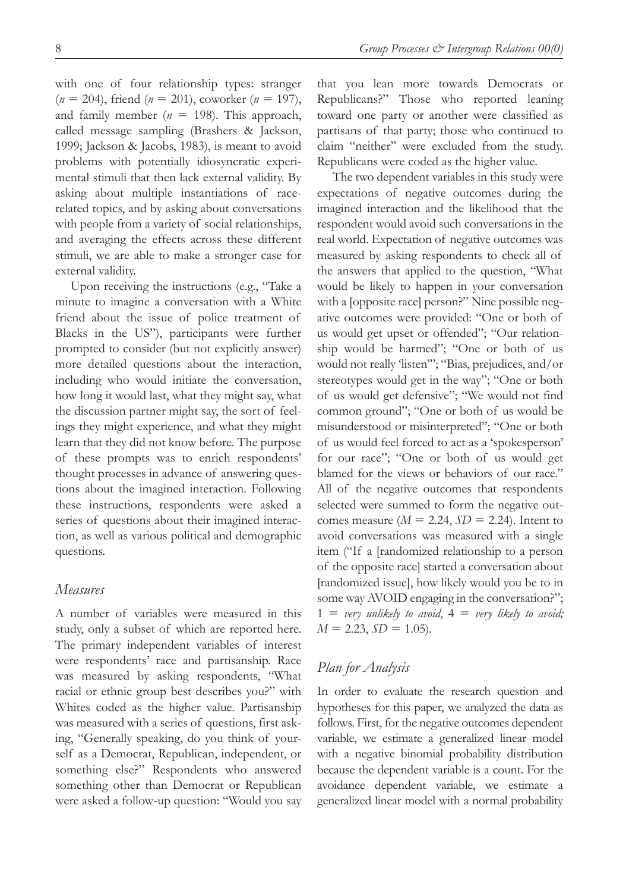with one of four relationship types: stranger ($n$ = 204), friend ($n$ = 201), coworker ($n$ = 197), and family member ($n$ = 198). This approach, called message sampling (Brashers & Jackson, 1999; Jackson & Jacobs, 1983), is meant to avoid problems with potentially idiosyncratic experimental stimuli that then lack external validity. By asking about multiple instantiations of race-related topics, and by asking about conversations with people from a variety of social relationships, and averaging the effects across these different stimuli, we are able to make a stronger case for external validity.

Upon receiving the instructions (e.g., "Take a minute to imagine a conversation with a White friend about the issue of police treatment of Blacks in the US"), participants were further prompted to consider (but not explicitly answer) more detailed questions about the interaction, including who would initiate the conversation, how long it would last, what they might say, what the discussion partner might say, the sort of feelings they might experience, and what they might learn that they did not know before. The purpose of these prompts was to enrich respondents' thought processes in advance of answering questions about the imagined interaction. Following these instructions, respondents were asked a series of questions about their imagined interaction, as well as various political and demographic questions.

## *Measures*

A number of variables were measured in this study, only a subset of which are reported here. The primary independent variables of interest were respondents' race and partisanship. Race was measured by asking respondents, "What racial or ethnic group best describes you?" with Whites coded as the higher value. Partisanship was measured with a series of questions, first asking, "Generally speaking, do you think of yourself as a Democrat, Republican, independent, or something else?" Respondents who answered something other than Democrat or Republican were asked a follow-up question: "Would you say that you lean more towards Democrats or Republicans?" Those who reported leaning toward one party or another were classified as partisans of that party; those who continued to claim "neither" were excluded from the study. Republicans were coded as the higher value.

The two dependent variables in this study were expectations of negative outcomes during the imagined interaction and the likelihood that the respondent would avoid such conversations in the real world. Expectation of negative outcomes was measured by asking respondents to check all of the answers that applied to the question, "What would be likely to happen in your conversation with a [opposite race] person?" Nine possible negative outcomes were provided: "One or both of us would get upset or offended"; "Our relationship would be harmed"; "One or both of us would not really 'listen'"; "Bias, prejudices, and/or stereotypes would get in the way"; "One or both of us would get defensive"; "We would not find common ground"; "One or both of us would be misunderstood or misinterpreted"; "One or both of us would feel forced to act as a 'spokesperson' for our race"; "One or both of us would get blamed for the views or behaviors of our race." All of the negative outcomes that respondents selected were summed to form the negative outcomes measure ($M$ = 2.24, $SD$ = 2.24). Intent to avoid conversations was measured with a single item ("If a [randomized relationship to a person of the opposite race] started a conversation about [randomized issue], how likely would you be to in some way AVOID engaging in the conversation?"; 1 = *very unlikely to avoid*, 4 = *very likely to avoid;* $M$ = 2.23, $SD$ = 1.05).

## *Plan for Analysis*

In order to evaluate the research question and hypotheses for this paper, we analyzed the data as follows. First, for the negative outcomes dependent variable, we estimate a generalized linear model with a negative binomial probability distribution because the dependent variable is a count. For the avoidance dependent variable, we estimate a generalized linear model with a normal probability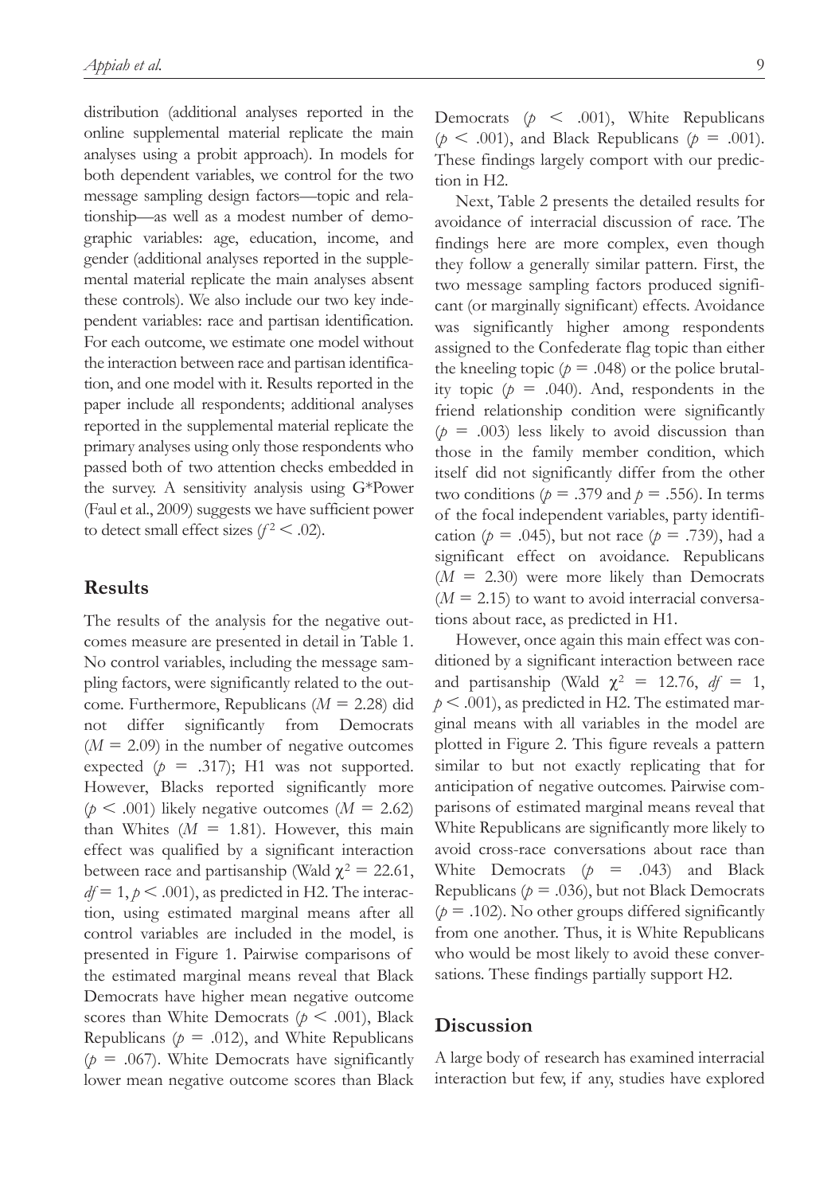distribution (additional analyses reported in the online supplemental material replicate the main analyses using a probit approach). In models for both dependent variables, we control for the two message sampling design factors—topic and relationship—as well as a modest number of demographic variables: age, education, income, and gender (additional analyses reported in the supplemental material replicate the main analyses absent these controls). We also include our two key independent variables: race and partisan identification. For each outcome, we estimate one model without the interaction between race and partisan identification, and one model with it. Results reported in the paper include all respondents; additional analyses reported in the supplemental material replicate the primary analyses using only those respondents who passed both of two attention checks embedded in the survey. A sensitivity analysis using G*Power (Faul et al., 2009) suggests we have sufficient power to detect small effect sizes ($f^2 < .02$).

## Results

The results of the analysis for the negative outcomes measure are presented in detail in Table 1. No control variables, including the message sampling factors, were significantly related to the outcome. Furthermore, Republicans ($M = 2.28$) did not differ significantly from Democrats ($M = 2.09$) in the number of negative outcomes expected ($p = .317$); H1 was not supported. However, Blacks reported significantly more ($p < .001$) likely negative outcomes ($M = 2.62$) than Whites ($M = 1.81$). However, this main effect was qualified by a significant interaction between race and partisanship (Wald $\chi^2 = 22.61$, $df = 1$, $p < .001$), as predicted in H2. The interaction, using estimated marginal means after all control variables are included in the model, is presented in Figure 1. Pairwise comparisons of the estimated marginal means reveal that Black Democrats have higher mean negative outcome scores than White Democrats ($p < .001$), Black Republicans ($p = .012$), and White Republicans ($p = .067$). White Democrats have significantly lower mean negative outcome scores than Black Democrats ($p < .001$), White Republicans ($p < .001$), and Black Republicans ($p = .001$). These findings largely comport with our prediction in H2.

Next, Table 2 presents the detailed results for avoidance of interracial discussion of race. The findings here are more complex, even though they follow a generally similar pattern. First, the two message sampling factors produced significant (or marginally significant) effects. Avoidance was significantly higher among respondents assigned to the Confederate flag topic than either the kneeling topic ($p = .048$) or the police brutality topic ($p = .040$). And, respondents in the friend relationship condition were significantly ($p = .003$) less likely to avoid discussion than those in the family member condition, which itself did not significantly differ from the other two conditions ($p = .379$ and $p = .556$). In terms of the focal independent variables, party identification ($p = .045$), but not race ($p = .739$), had a significant effect on avoidance. Republicans ($M = 2.30$) were more likely than Democrats ($M = 2.15$) to want to avoid interracial conversations about race, as predicted in H1.

However, once again this main effect was conditioned by a significant interaction between race and partisanship (Wald $\chi^2 = 12.76$, $df = 1$, $p < .001$), as predicted in H2. The estimated marginal means with all variables in the model are plotted in Figure 2. This figure reveals a pattern similar to but not exactly replicating that for anticipation of negative outcomes. Pairwise comparisons of estimated marginal means reveal that White Republicans are significantly more likely to avoid cross-race conversations about race than White Democrats ($p = .043$) and Black Republicans ($p = .036$), but not Black Democrats ($p = .102$). No other groups differed significantly from one another. Thus, it is White Republicans who would be most likely to avoid these conversations. These findings partially support H2.

## Discussion

A large body of research has examined interracial interaction but few, if any, studies have explored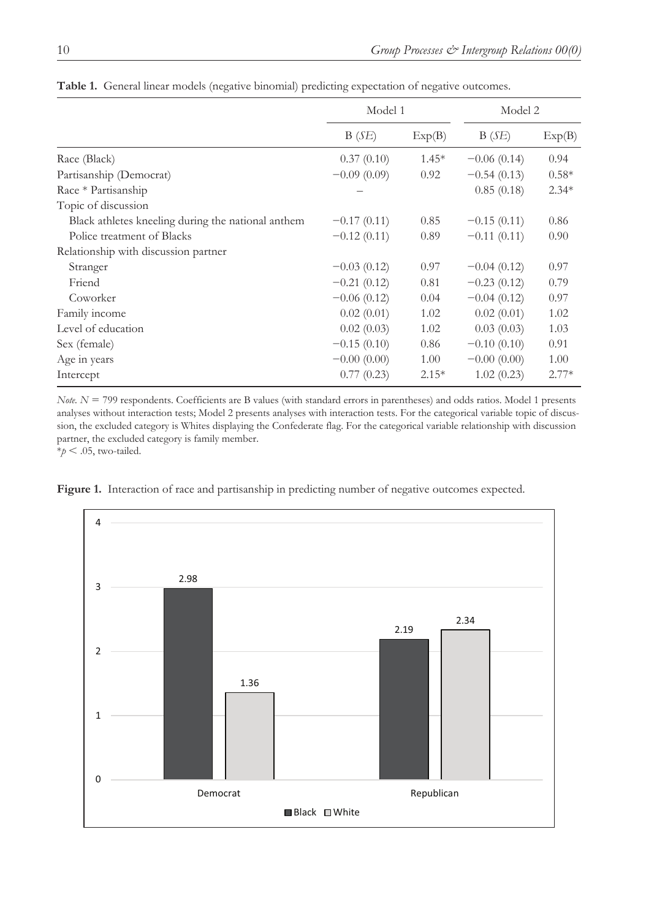**Table 1.** General linear models (negative binomial) predicting expectation of negative outcomes.

| | Model 1 | | Model 2 | |
|---|---|---|---|---|
| | B (*SE*) | Exp(B) | B (*SE*) | Exp(B) |
| Race (Black) | 0.37 (0.10) | 1.45* | −0.06 (0.14) | 0.94 |
| Partisanship (Democrat) | −0.09 (0.09) | 0.92 | −0.54 (0.13) | 0.58* |
| Race * Partisanship | – | | 0.85 (0.18) | 2.34* |
| Topic of discussion | | | | |
| Black athletes kneeling during the national anthem | −0.17 (0.11) | 0.85 | −0.15 (0.11) | 0.86 |
| Police treatment of Blacks | −0.12 (0.11) | 0.89 | −0.11 (0.11) | 0.90 |
| Relationship with discussion partner | | | | |
| Stranger | −0.03 (0.12) | 0.97 | −0.04 (0.12) | 0.97 |
| Friend | −0.21 (0.12) | 0.81 | −0.23 (0.12) | 0.79 |
| Coworker | −0.06 (0.12) | 0.04 | −0.04 (0.12) | 0.97 |
| Family income | 0.02 (0.01) | 1.02 | 0.02 (0.01) | 1.02 |
| Level of education | 0.02 (0.03) | 1.02 | 0.03 (0.03) | 1.03 |
| Sex (female) | −0.15 (0.10) | 0.86 | −0.10 (0.10) | 0.91 |
| Age in years | −0.00 (0.00) | 1.00 | −0.00 (0.00) | 1.00 |
| Intercept | 0.77 (0.23) | 2.15* | 1.02 (0.23) | 2.77* |

*Note.* $N = 799$ respondents. Coefficients are B values (with standard errors in parentheses) and odds ratios. Model 1 presents analyses without interaction tests; Model 2 presents analyses with interaction tests. For the categorical variable topic of discussion, the excluded category is Whites displaying the Confederate flag. For the categorical variable relationship with discussion partner, the excluded category is family member.
$^*p < .05$, two-tailed.

**Figure 1.** Interaction of race and partisanship in predicting number of negative outcomes expected.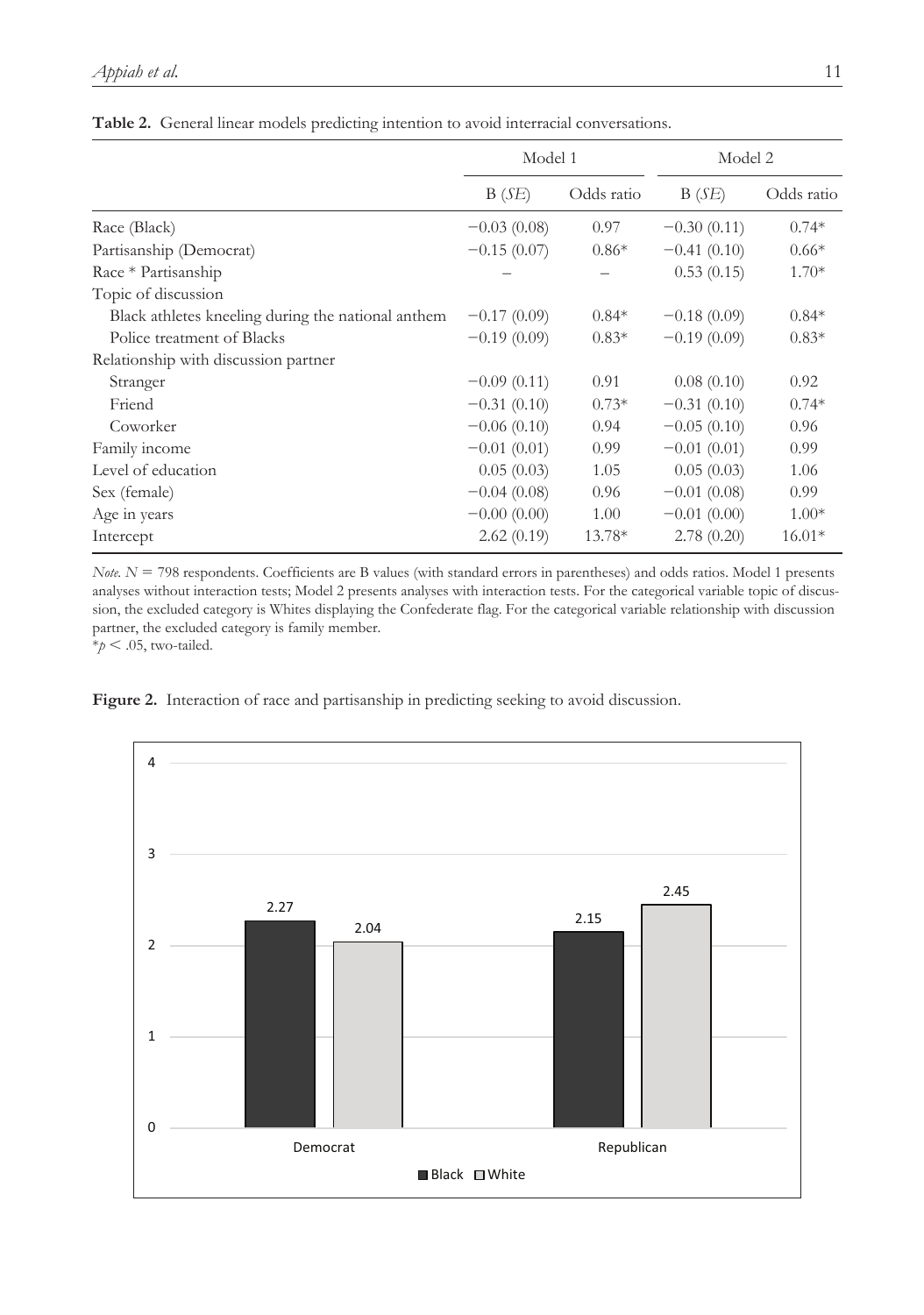**Table 2.** General linear models predicting intention to avoid interracial conversations.

| | Model 1 | | Model 2 | |
|---|---|---|---|---|
| | B (*SE*) | Odds ratio | B (*SE*) | Odds ratio |
| Race (Black) | −0.03 (0.08) | 0.97 | −0.30 (0.11) | 0.74* |
| Partisanship (Democrat) | −0.15 (0.07) | 0.86* | −0.41 (0.10) | 0.66* |
| Race * Partisanship | – | – | 0.53 (0.15) | 1.70* |
| Topic of discussion | | | | |
| Black athletes kneeling during the national anthem | −0.17 (0.09) | 0.84* | −0.18 (0.09) | 0.84* |
| Police treatment of Blacks | −0.19 (0.09) | 0.83* | −0.19 (0.09) | 0.83* |
| Relationship with discussion partner | | | | |
| Stranger | −0.09 (0.11) | 0.91 | 0.08 (0.10) | 0.92 |
| Friend | −0.31 (0.10) | 0.73* | −0.31 (0.10) | 0.74* |
| Coworker | −0.06 (0.10) | 0.94 | −0.05 (0.10) | 0.96 |
| Family income | −0.01 (0.01) | 0.99 | −0.01 (0.01) | 0.99 |
| Level of education | 0.05 (0.03) | 1.05 | 0.05 (0.03) | 1.06 |
| Sex (female) | −0.04 (0.08) | 0.96 | −0.01 (0.08) | 0.99 |
| Age in years | −0.00 (0.00) | 1.00 | −0.01 (0.00) | 1.00* |
| Intercept | 2.62 (0.19) | 13.78* | 2.78 (0.20) | 16.01* |

*Note.* $N = 798$ respondents. Coefficients are B values (with standard errors in parentheses) and odds ratios. Model 1 presents analyses without interaction tests; Model 2 presents analyses with interaction tests. For the categorical variable topic of discussion, the excluded category is Whites displaying the Confederate flag. For the categorical variable relationship with discussion partner, the excluded category is family member.
*$p < .05$, two-tailed.

**Figure 2.** Interaction of race and partisanship in predicting seeking to avoid discussion.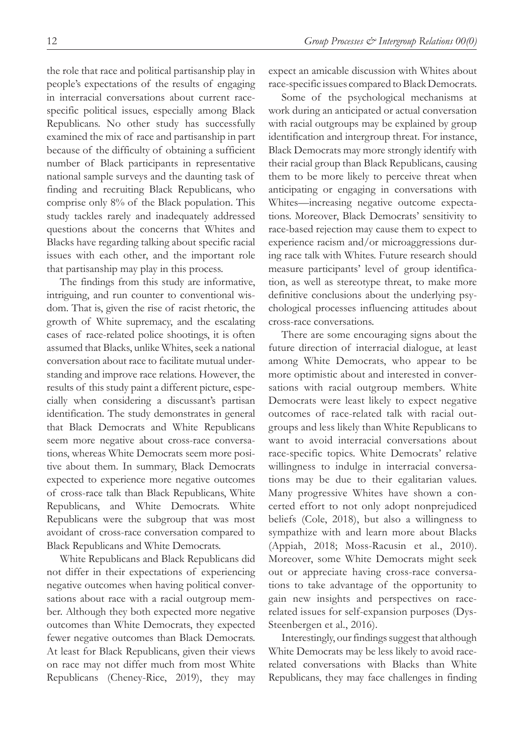the role that race and political partisanship play in people's expectations of the results of engaging in interracial conversations about current race-specific political issues, especially among Black Republicans. No other study has successfully examined the mix of race and partisanship in part because of the difficulty of obtaining a sufficient number of Black participants in representative national sample surveys and the daunting task of finding and recruiting Black Republicans, who comprise only 8% of the Black population. This study tackles rarely and inadequately addressed questions about the concerns that Whites and Blacks have regarding talking about specific racial issues with each other, and the important role that partisanship may play in this process.

The findings from this study are informative, intriguing, and run counter to conventional wisdom. That is, given the rise of racist rhetoric, the growth of White supremacy, and the escalating cases of race-related police shootings, it is often assumed that Blacks, unlike Whites, seek a national conversation about race to facilitate mutual understanding and improve race relations. However, the results of this study paint a different picture, especially when considering a discussant's partisan identification. The study demonstrates in general that Black Democrats and White Republicans seem more negative about cross-race conversations, whereas White Democrats seem more positive about them. In summary, Black Democrats expected to experience more negative outcomes of cross-race talk than Black Republicans, White Republicans, and White Democrats. White Republicans were the subgroup that was most avoidant of cross-race conversation compared to Black Republicans and White Democrats.

White Republicans and Black Republicans did not differ in their expectations of experiencing negative outcomes when having political conversations about race with a racial outgroup member. Although they both expected more negative outcomes than White Democrats, they expected fewer negative outcomes than Black Democrats. At least for Black Republicans, given their views on race may not differ much from most White Republicans (Cheney-Rice, 2019), they may expect an amicable discussion with Whites about race-specific issues compared to Black Democrats.

Some of the psychological mechanisms at work during an anticipated or actual conversation with racial outgroups may be explained by group identification and intergroup threat. For instance, Black Democrats may more strongly identify with their racial group than Black Republicans, causing them to be more likely to perceive threat when anticipating or engaging in conversations with Whites—increasing negative outcome expectations. Moreover, Black Democrats' sensitivity to race-based rejection may cause them to expect to experience racism and/or microaggressions during race talk with Whites. Future research should measure participants' level of group identification, as well as stereotype threat, to make more definitive conclusions about the underlying psychological processes influencing attitudes about cross-race conversations.

There are some encouraging signs about the future direction of interracial dialogue, at least among White Democrats, who appear to be more optimistic about and interested in conversations with racial outgroup members. White Democrats were least likely to expect negative outcomes of race-related talk with racial outgroups and less likely than White Republicans to want to avoid interracial conversations about race-specific topics. White Democrats' relative willingness to indulge in interracial conversations may be due to their egalitarian values. Many progressive Whites have shown a concerted effort to not only adopt nonprejudiced beliefs (Cole, 2018), but also a willingness to sympathize with and learn more about Blacks (Appiah, 2018; Moss-Racusin et al., 2010). Moreover, some White Democrats might seek out or appreciate having cross-race conversations to take advantage of the opportunity to gain new insights and perspectives on race-related issues for self-expansion purposes (Dys-Steenbergen et al., 2016).

Interestingly, our findings suggest that although White Democrats may be less likely to avoid race-related conversations with Blacks than White Republicans, they may face challenges in finding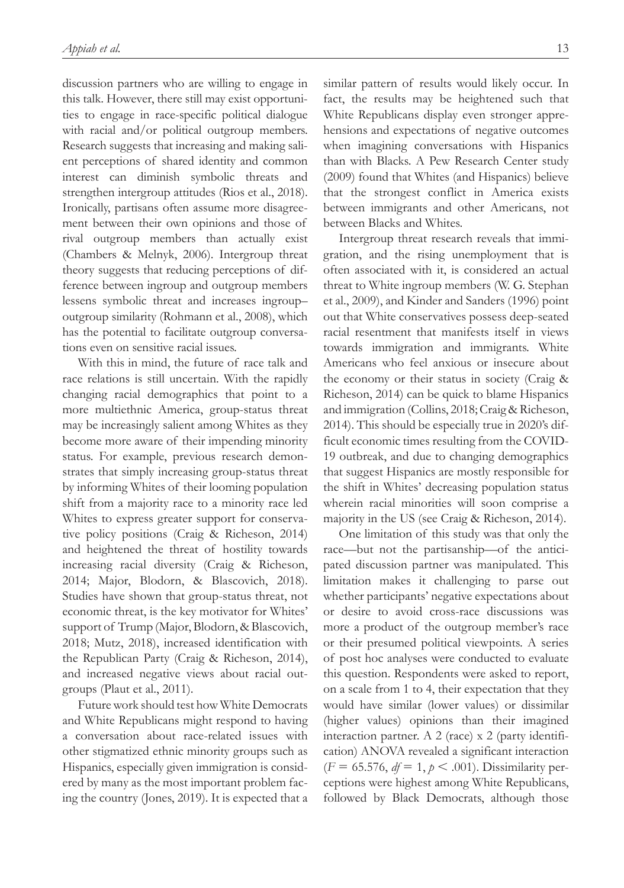discussion partners who are willing to engage in this talk. However, there still may exist opportunities to engage in race-specific political dialogue with racial and/or political outgroup members. Research suggests that increasing and making salient perceptions of shared identity and common interest can diminish symbolic threats and strengthen intergroup attitudes (Rios et al., 2018). Ironically, partisans often assume more disagreement between their own opinions and those of rival outgroup members than actually exist (Chambers & Melnyk, 2006). Intergroup threat theory suggests that reducing perceptions of difference between ingroup and outgroup members lessens symbolic threat and increases ingroup–outgroup similarity (Rohmann et al., 2008), which has the potential to facilitate outgroup conversations even on sensitive racial issues.

With this in mind, the future of race talk and race relations is still uncertain. With the rapidly changing racial demographics that point to a more multiethnic America, group-status threat may be increasingly salient among Whites as they become more aware of their impending minority status. For example, previous research demonstrates that simply increasing group-status threat by informing Whites of their looming population shift from a majority race to a minority race led Whites to express greater support for conservative policy positions (Craig & Richeson, 2014) and heightened the threat of hostility towards increasing racial diversity (Craig & Richeson, 2014; Major, Blodorn, & Blascovich, 2018). Studies have shown that group-status threat, not economic threat, is the key motivator for Whites' support of Trump (Major, Blodorn, & Blascovich, 2018; Mutz, 2018), increased identification with the Republican Party (Craig & Richeson, 2014), and increased negative views about racial outgroups (Plaut et al., 2011).

Future work should test how White Democrats and White Republicans might respond to having a conversation about race-related issues with other stigmatized ethnic minority groups such as Hispanics, especially given immigration is considered by many as the most important problem facing the country (Jones, 2019). It is expected that a similar pattern of results would likely occur. In fact, the results may be heightened such that White Republicans display even stronger apprehensions and expectations of negative outcomes when imagining conversations with Hispanics than with Blacks. A Pew Research Center study (2009) found that Whites (and Hispanics) believe that the strongest conflict in America exists between immigrants and other Americans, not between Blacks and Whites.

Intergroup threat research reveals that immigration, and the rising unemployment that is often associated with it, is considered an actual threat to White ingroup members (W. G. Stephan et al., 2009), and Kinder and Sanders (1996) point out that White conservatives possess deep-seated racial resentment that manifests itself in views towards immigration and immigrants. White Americans who feel anxious or insecure about the economy or their status in society (Craig & Richeson, 2014) can be quick to blame Hispanics and immigration (Collins, 2018; Craig & Richeson, 2014). This should be especially true in 2020's difficult economic times resulting from the COVID-19 outbreak, and due to changing demographics that suggest Hispanics are mostly responsible for the shift in Whites' decreasing population status wherein racial minorities will soon comprise a majority in the US (see Craig & Richeson, 2014).

One limitation of this study was that only the race—but not the partisanship—of the anticipated discussion partner was manipulated. This limitation makes it challenging to parse out whether participants' negative expectations about or desire to avoid cross-race discussions was more a product of the outgroup member's race or their presumed political viewpoints. A series of post hoc analyses were conducted to evaluate this question. Respondents were asked to report, on a scale from 1 to 4, their expectation that they would have similar (lower values) or dissimilar (higher values) opinions than their imagined interaction partner. A 2 (race) x 2 (party identification) ANOVA revealed a significant interaction ($F = 65.576$, $df = 1$, $p < .001$). Dissimilarity perceptions were highest among White Republicans, followed by Black Democrats, although those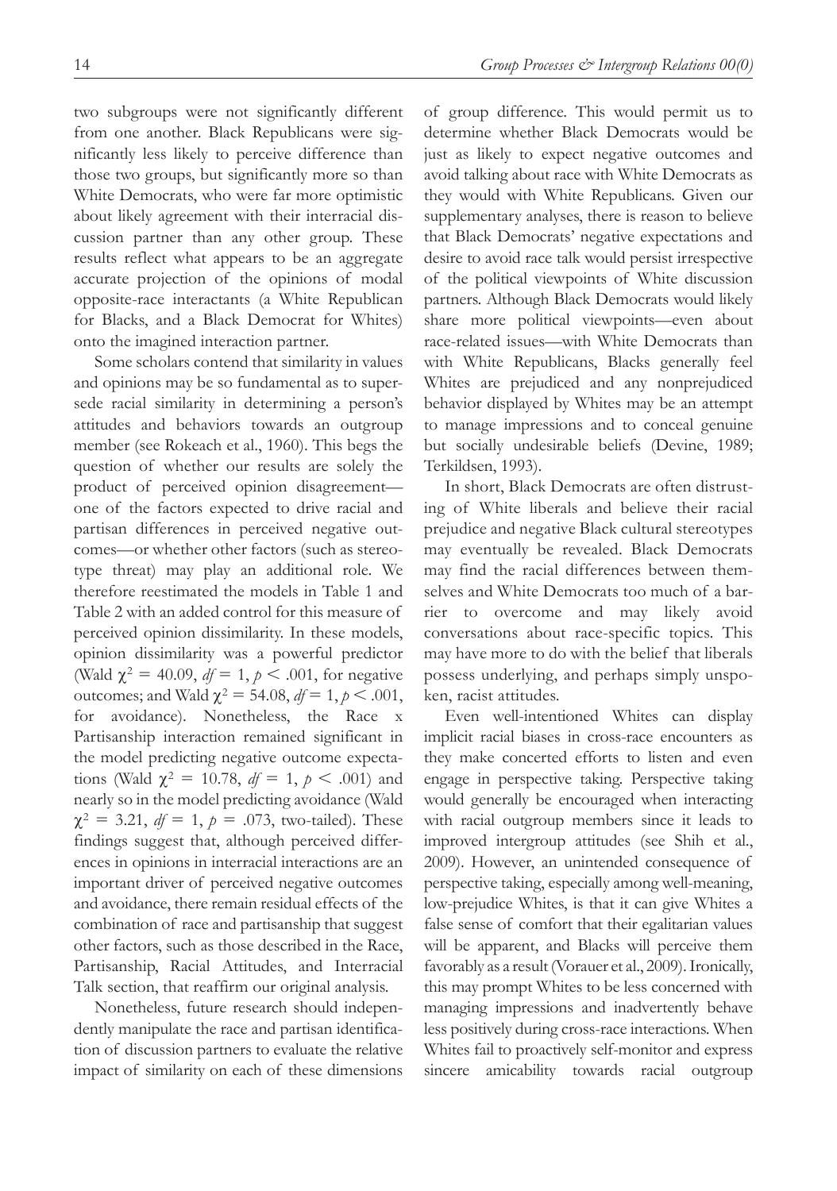two subgroups were not significantly different from one another. Black Republicans were significantly less likely to perceive difference than those two groups, but significantly more so than White Democrats, who were far more optimistic about likely agreement with their interracial discussion partner than any other group. These results reflect what appears to be an aggregate accurate projection of the opinions of modal opposite-race interactants (a White Republican for Blacks, and a Black Democrat for Whites) onto the imagined interaction partner.

Some scholars contend that similarity in values and opinions may be so fundamental as to supersede racial similarity in determining a person's attitudes and behaviors towards an outgroup member (see Rokeach et al., 1960). This begs the question of whether our results are solely the product of perceived opinion disagreement—one of the factors expected to drive racial and partisan differences in perceived negative outcomes—or whether other factors (such as stereotype threat) may play an additional role. We therefore reestimated the models in Table 1 and Table 2 with an added control for this measure of perceived opinion dissimilarity. In these models, opinion dissimilarity was a powerful predictor (Wald $\chi^2 = 40.09$, $df = 1$, $p < .001$, for negative outcomes; and Wald $\chi^2 = 54.08$, $df = 1$, $p < .001$, for avoidance). Nonetheless, the Race x Partisanship interaction remained significant in the model predicting negative outcome expectations (Wald $\chi^2 = 10.78$, $df = 1$, $p < .001$) and nearly so in the model predicting avoidance (Wald $\chi^2 = 3.21$, $df = 1$, $p = .073$, two-tailed). These findings suggest that, although perceived differences in opinions in interracial interactions are an important driver of perceived negative outcomes and avoidance, there remain residual effects of the combination of race and partisanship that suggest other factors, such as those described in the Race, Partisanship, Racial Attitudes, and Interracial Talk section, that reaffirm our original analysis.

Nonetheless, future research should independently manipulate the race and partisan identification of discussion partners to evaluate the relative impact of similarity on each of these dimensions of group difference. This would permit us to determine whether Black Democrats would be just as likely to expect negative outcomes and avoid talking about race with White Democrats as they would with White Republicans. Given our supplementary analyses, there is reason to believe that Black Democrats' negative expectations and desire to avoid race talk would persist irrespective of the political viewpoints of White discussion partners. Although Black Democrats would likely share more political viewpoints—even about race-related issues—with White Democrats than with White Republicans, Blacks generally feel Whites are prejudiced and any nonprejudiced behavior displayed by Whites may be an attempt to manage impressions and to conceal genuine but socially undesirable beliefs (Devine, 1989; Terkildsen, 1993).

In short, Black Democrats are often distrusting of White liberals and believe their racial prejudice and negative Black cultural stereotypes may eventually be revealed. Black Democrats may find the racial differences between themselves and White Democrats too much of a barrier to overcome and may likely avoid conversations about race-specific topics. This may have more to do with the belief that liberals possess underlying, and perhaps simply unspoken, racist attitudes.

Even well-intentioned Whites can display implicit racial biases in cross-race encounters as they make concerted efforts to listen and even engage in perspective taking. Perspective taking would generally be encouraged when interacting with racial outgroup members since it leads to improved intergroup attitudes (see Shih et al., 2009). However, an unintended consequence of perspective taking, especially among well-meaning, low-prejudice Whites, is that it can give Whites a false sense of comfort that their egalitarian values will be apparent, and Blacks will perceive them favorably as a result (Vorauer et al., 2009). Ironically, this may prompt Whites to be less concerned with managing impressions and inadvertently behave less positively during cross-race interactions. When Whites fail to proactively self-monitor and express sincere amicability towards racial outgroup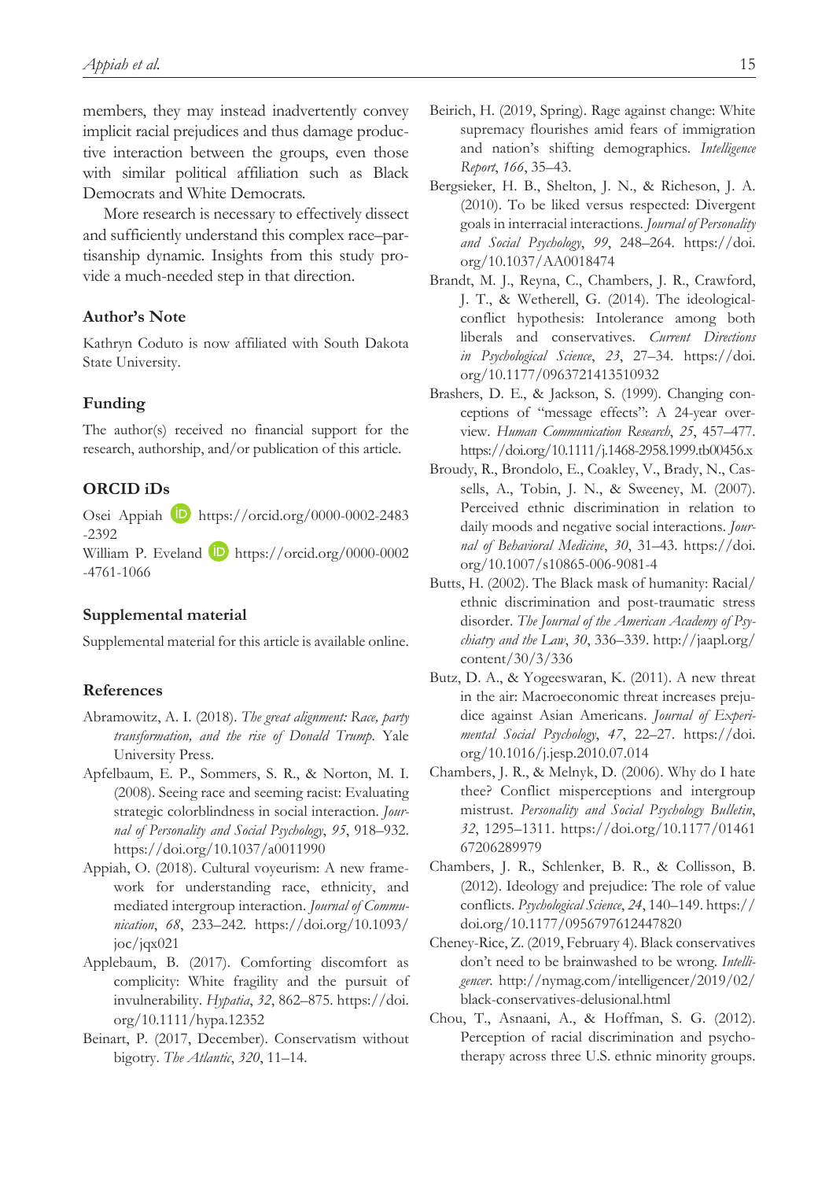members, they may instead inadvertently convey implicit racial prejudices and thus damage productive interaction between the groups, even those with similar political affiliation such as Black Democrats and White Democrats.

More research is necessary to effectively dissect and sufficiently understand this complex race–partisanship dynamic. Insights from this study provide a much-needed step in that direction.

## Author's Note

Kathryn Coduto is now affiliated with South Dakota State University.

## Funding

The author(s) received no financial support for the research, authorship, and/or publication of this article.

## ORCID iDs

Osei Appiah https://orcid.org/0000-0002-2483-2392
William P. Eveland https://orcid.org/0000-0002-4761-1066

## Supplemental material

Supplemental material for this article is available online.

## References

Abramowitz, A. I. (2018). *The great alignment: Race, party transformation, and the rise of Donald Trump*. Yale University Press.

Apfelbaum, E. P., Sommers, S. R., & Norton, M. I. (2008). Seeing race and seeming racist: Evaluating strategic colorblindness in social interaction. *Journal of Personality and Social Psychology*, *95*, 918–932. https://doi.org/10.1037/a0011990

Appiah, O. (2018). Cultural voyeurism: A new framework for understanding race, ethnicity, and mediated intergroup interaction. *Journal of Communication*, *68*, 233–242. https://doi.org/10.1093/joc/jqx021

Applebaum, B. (2017). Comforting discomfort as complicity: White fragility and the pursuit of invulnerability. *Hypatia*, *32*, 862–875. https://doi.org/10.1111/hypa.12352

Beinart, P. (2017, December). Conservatism without bigotry. *The Atlantic*, *320*, 11–14.

Beirich, H. (2019, Spring). Rage against change: White supremacy flourishes amid fears of immigration and nation's shifting demographics. *Intelligence Report*, *166*, 35–43.

Bergsieker, H. B., Shelton, J. N., & Richeson, J. A. (2010). To be liked versus respected: Divergent goals in interracial interactions. *Journal of Personality and Social Psychology*, *99*, 248–264. https://doi.org/10.1037/AA0018474

Brandt, M. J., Reyna, C., Chambers, J. R., Crawford, J. T., & Wetherell, G. (2014). The ideological-conflict hypothesis: Intolerance among both liberals and conservatives. *Current Directions in Psychological Science*, *23*, 27–34. https://doi.org/10.1177/0963721413510932

Brashers, D. E., & Jackson, S. (1999). Changing conceptions of "message effects": A 24-year overview. *Human Communication Research*, *25*, 457–477. https://doi.org/10.1111/j.1468-2958.1999.tb00456.x

Broudy, R., Brondolo, E., Coakley, V., Brady, N., Cassells, A., Tobin, J. N., & Sweeney, M. (2007). Perceived ethnic discrimination in relation to daily moods and negative social interactions. *Journal of Behavioral Medicine*, *30*, 31–43. https://doi.org/10.1007/s10865-006-9081-4

Butts, H. (2002). The Black mask of humanity: Racial/ethnic discrimination and post-traumatic stress disorder. *The Journal of the American Academy of Psychiatry and the Law*, *30*, 336–339. http://jaapl.org/content/30/3/336

Butz, D. A., & Yogeeswaran, K. (2011). A new threat in the air: Macroeconomic threat increases prejudice against Asian Americans. *Journal of Experimental Social Psychology*, *47*, 22–27. https://doi.org/10.1016/j.jesp.2010.07.014

Chambers, J. R., & Melnyk, D. (2006). Why do I hate thee? Conflict misperceptions and intergroup mistrust. *Personality and Social Psychology Bulletin*, *32*, 1295–1311. https://doi.org/10.1177/0146167206289979

Chambers, J. R., Schlenker, B. R., & Collisson, B. (2012). Ideology and prejudice: The role of value conflicts. *Psychological Science*, *24*, 140–149. https://doi.org/10.1177/0956797612447820

Cheney-Rice, Z. (2019, February 4). Black conservatives don't need to be brainwashed to be wrong. *Intelligencer*. http://nymag.com/intelligencer/2019/02/black-conservatives-delusional.html

Chou, T., Asnaani, A., & Hoffman, S. G. (2012). Perception of racial discrimination and psychotherapy across three U.S. ethnic minority groups.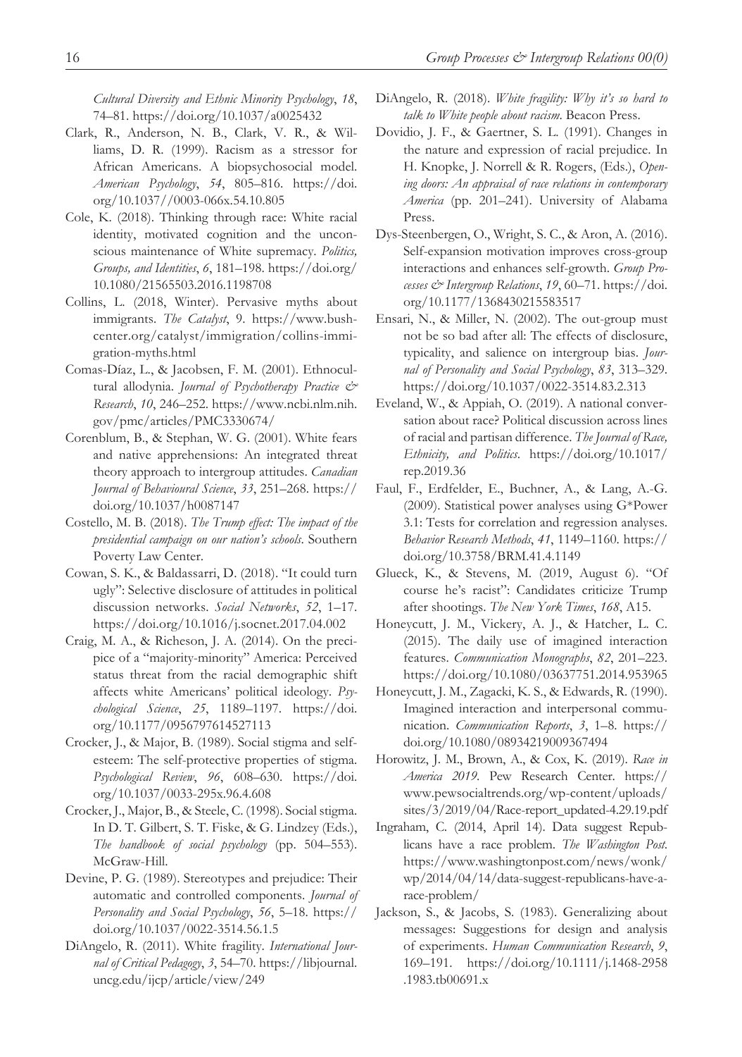*Cultural Diversity and Ethnic Minority Psychology*, *18*, 74–81. https://doi.org/10.1037/a0025432

Clark, R., Anderson, N. B., Clark, V. R., & Williams, D. R. (1999). Racism as a stressor for African Americans. A biopsychosocial model. *American Psychology*, *54*, 805–816. https://doi.org/10.1037//0003-066x.54.10.805

Cole, K. (2018). Thinking through race: White racial identity, motivated cognition and the unconscious maintenance of White supremacy. *Politics, Groups, and Identities*, *6*, 181–198. https://doi.org/10.1080/21565503.2016.1198708

Collins, L. (2018, Winter). Pervasive myths about immigrants. *The Catalyst*, 9. https://www.bushcenter.org/catalyst/immigration/collins-immigration-myths.html

Comas-Díaz, L., & Jacobsen, F. M. (2001). Ethnocultural allodynia. *Journal of Psychotherapy Practice & Research*, *10*, 246–252. https://www.ncbi.nlm.nih.gov/pmc/articles/PMC3330674/

Corenblum, B., & Stephan, W. G. (2001). White fears and native apprehensions: An integrated threat theory approach to intergroup attitudes. *Canadian Journal of Behavioural Science*, *33*, 251–268. https://doi.org/10.1037/h0087147

Costello, M. B. (2018). *The Trump effect: The impact of the presidential campaign on our nation's schools*. Southern Poverty Law Center.

Cowan, S. K., & Baldassarri, D. (2018). "It could turn ugly": Selective disclosure of attitudes in political discussion networks. *Social Networks*, *52*, 1–17. https://doi.org/10.1016/j.socnet.2017.04.002

Craig, M. A., & Richeson, J. A. (2014). On the precipice of a "majority-minority" America: Perceived status threat from the racial demographic shift affects white Americans' political ideology. *Psychological Science*, *25*, 1189–1197. https://doi.org/10.1177/0956797614527113

Crocker, J., & Major, B. (1989). Social stigma and self-esteem: The self-protective properties of stigma. *Psychological Review*, *96*, 608–630. https://doi.org/10.1037/0033-295x.96.4.608

Crocker, J., Major, B., & Steele, C. (1998). Social stigma. In D. T. Gilbert, S. T. Fiske, & G. Lindzey (Eds.), *The handbook of social psychology* (pp. 504–553). McGraw-Hill.

Devine, P. G. (1989). Stereotypes and prejudice: Their automatic and controlled components. *Journal of Personality and Social Psychology*, *56*, 5–18. https://doi.org/10.1037/0022-3514.56.1.5

DiAngelo, R. (2011). White fragility. *International Journal of Critical Pedagogy*, *3*, 54–70. https://libjournal.uncg.edu/ijcp/article/view/249

DiAngelo, R. (2018). *White fragility: Why it's so hard to talk to White people about racism*. Beacon Press.

Dovidio, J. F., & Gaertner, S. L. (1991). Changes in the nature and expression of racial prejudice. In H. Knopke, J. Norrell & R. Rogers, (Eds.), *Opening doors: An appraisal of race relations in contemporary America* (pp. 201–241). University of Alabama Press.

Dys-Steenbergen, O., Wright, S. C., & Aron, A. (2016). Self-expansion motivation improves cross-group interactions and enhances self-growth. *Group Processes & Intergroup Relations*, *19*, 60–71. https://doi.org/10.1177/1368430215583517

Ensari, N., & Miller, N. (2002). The out-group must not be so bad after all: The effects of disclosure, typicality, and salience on intergroup bias. *Journal of Personality and Social Psychology*, *83*, 313–329. https://doi.org/10.1037/0022-3514.83.2.313

Eveland, W., & Appiah, O. (2019). A national conversation about race? Political discussion across lines of racial and partisan difference. *The Journal of Race, Ethnicity, and Politics*. https://doi.org/10.1017/rep.2019.36

Faul, F., Erdfelder, E., Buchner, A., & Lang, A.-G. (2009). Statistical power analyses using G*Power 3.1: Tests for correlation and regression analyses. *Behavior Research Methods*, *41*, 1149–1160. https://doi.org/10.3758/BRM.41.4.1149

Glueck, K., & Stevens, M. (2019, August 6). "Of course he's racist": Candidates criticize Trump after shootings. *The New York Times*, *168*, A15.

Honeycutt, J. M., Vickery, A. J., & Hatcher, L. C. (2015). The daily use of imagined interaction features. *Communication Monographs*, *82*, 201–223. https://doi.org/10.1080/03637751.2014.953965

Honeycutt, J. M., Zagacki, K. S., & Edwards, R. (1990). Imagined interaction and interpersonal communication. *Communication Reports*, *3*, 1–8. https://doi.org/10.1080/08934219009367494

Horowitz, J. M., Brown, A., & Cox, K. (2019). *Race in America 2019*. Pew Research Center. https://www.pewsocialtrends.org/wp-content/uploads/sites/3/2019/04/Race-report_updated-4.29.19.pdf

Ingraham, C. (2014, April 14). Data suggest Republicans have a race problem. *The Washington Post*. https://www.washingtonpost.com/news/wonk/wp/2014/04/14/data-suggest-republicans-have-a-race-problem/

Jackson, S., & Jacobs, S. (1983). Generalizing about messages: Suggestions for design and analysis of experiments. *Human Communication Research*, *9*, 169–191. https://doi.org/10.1111/j.1468-2958.1983.tb00691.x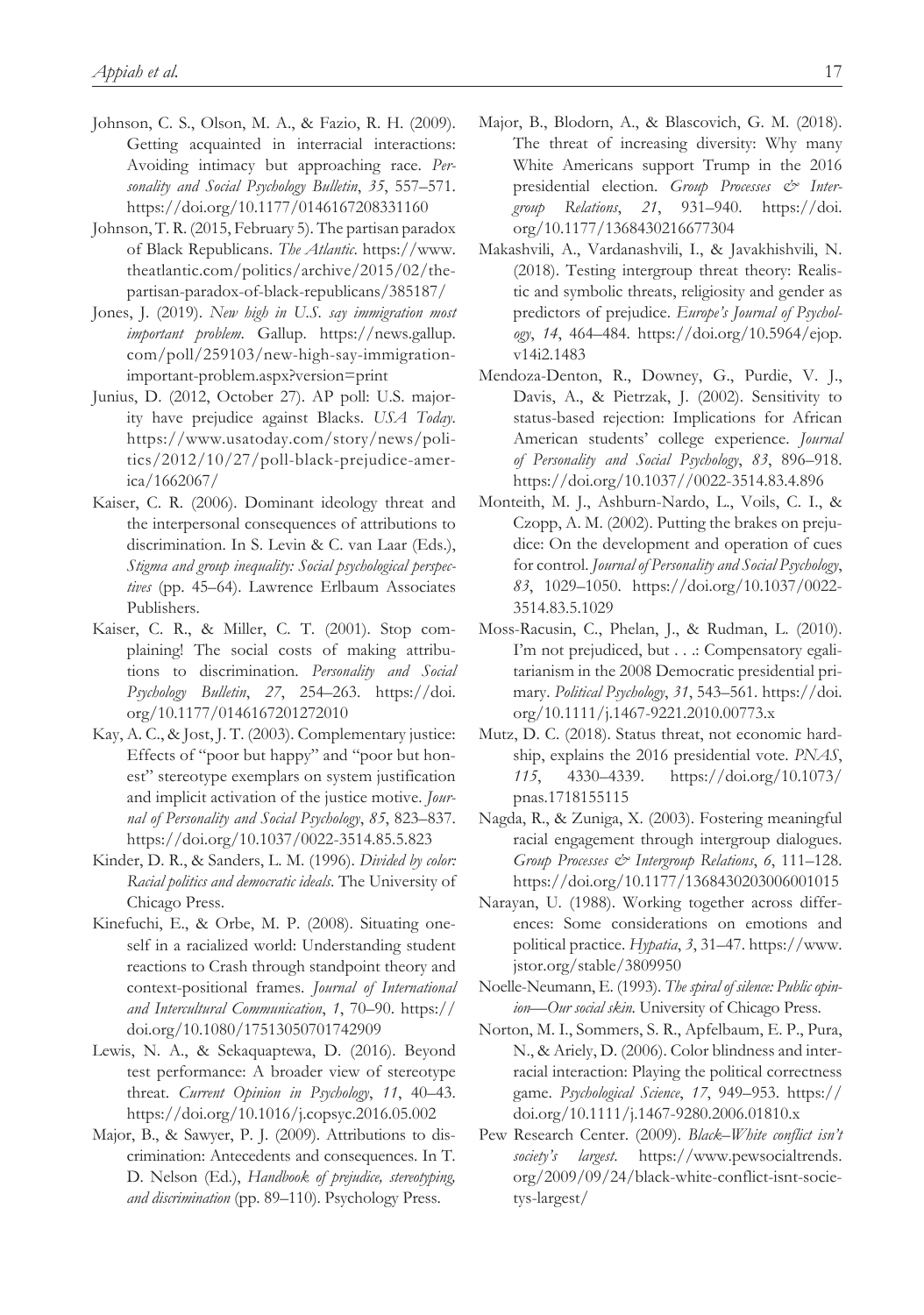Johnson, C. S., Olson, M. A., & Fazio, R. H. (2009). Getting acquainted in interracial interactions: Avoiding intimacy but approaching race. *Personality and Social Psychology Bulletin*, *35*, 557–571. https://doi.org/10.1177/0146167208331160

Johnson, T. R. (2015, February 5). The partisan paradox of Black Republicans. *The Atlantic*. https://www.theatlantic.com/politics/archive/2015/02/the-partisan-paradox-of-black-republicans/385187/

Jones, J. (2019). *New high in U.S. say immigration most important problem*. Gallup. https://news.gallup.com/poll/259103/new-high-say-immigration-important-problem.aspx?version=print

Junius, D. (2012, October 27). AP poll: U.S. majority have prejudice against Blacks. *USA Today*. https://www.usatoday.com/story/news/politics/2012/10/27/poll-black-prejudice-america/1662067/

Kaiser, C. R. (2006). Dominant ideology threat and the interpersonal consequences of attributions to discrimination. In S. Levin & C. van Laar (Eds.), *Stigma and group inequality: Social psychological perspectives* (pp. 45–64). Lawrence Erlbaum Associates Publishers.

Kaiser, C. R., & Miller, C. T. (2001). Stop complaining! The social costs of making attributions to discrimination. *Personality and Social Psychology Bulletin*, *27*, 254–263. https://doi.org/10.1177/0146167201272010

Kay, A. C., & Jost, J. T. (2003). Complementary justice: Effects of "poor but happy" and "poor but honest" stereotype exemplars on system justification and implicit activation of the justice motive. *Journal of Personality and Social Psychology*, *85*, 823–837. https://doi.org/10.1037/0022-3514.85.5.823

Kinder, D. R., & Sanders, L. M. (1996). *Divided by color: Racial politics and democratic ideals*. The University of Chicago Press.

Kinefuchi, E., & Orbe, M. P. (2008). Situating oneself in a racialized world: Understanding student reactions to Crash through standpoint theory and context-positional frames. *Journal of International and Intercultural Communication*, *1*, 70–90. https://doi.org/10.1080/17513050701742909

Lewis, N. A., & Sekaquaptewa, D. (2016). Beyond test performance: A broader view of stereotype threat. *Current Opinion in Psychology*, *11*, 40–43. https://doi.org/10.1016/j.copsyc.2016.05.002

Major, B., & Sawyer, P. J. (2009). Attributions to discrimination: Antecedents and consequences. In T. D. Nelson (Ed.), *Handbook of prejudice, stereotyping, and discrimination* (pp. 89–110). Psychology Press.

Major, B., Blodorn, A., & Blascovich, G. M. (2018). The threat of increasing diversity: Why many White Americans support Trump in the 2016 presidential election. *Group Processes & Intergroup Relations*, *21*, 931–940. https://doi.org/10.1177/1368430216677304

Makashvili, A., Vardanashvili, I., & Javakhishvili, N. (2018). Testing intergroup threat theory: Realistic and symbolic threats, religiosity and gender as predictors of prejudice. *Europe's Journal of Psychology*, *14*, 464–484. https://doi.org/10.5964/ejop.v14i2.1483

Mendoza-Denton, R., Downey, G., Purdie, V. J., Davis, A., & Pietrzak, J. (2002). Sensitivity to status-based rejection: Implications for African American students' college experience. *Journal of Personality and Social Psychology*, *83*, 896–918. https://doi.org/10.1037//0022-3514.83.4.896

Monteith, M. J., Ashburn-Nardo, L., Voils, C. I., & Czopp, A. M. (2002). Putting the brakes on prejudice: On the development and operation of cues for control. *Journal of Personality and Social Psychology*, *83*, 1029–1050. https://doi.org/10.1037/0022-3514.83.5.1029

Moss-Racusin, C., Phelan, J., & Rudman, L. (2010). I'm not prejudiced, but . . .: Compensatory egalitarianism in the 2008 Democratic presidential primary. *Political Psychology*, *31*, 543–561. https://doi.org/10.1111/j.1467-9221.2010.00773.x

Mutz, D. C. (2018). Status threat, not economic hardship, explains the 2016 presidential vote. *PNAS*, *115*, 4330–4339. https://doi.org/10.1073/pnas.1718155115

Nagda, R., & Zuniga, X. (2003). Fostering meaningful racial engagement through intergroup dialogues. *Group Processes & Intergroup Relations*, *6*, 111–128. https://doi.org/10.1177/1368430203006001015

Narayan, U. (1988). Working together across differences: Some considerations on emotions and political practice. *Hypatia*, *3*, 31–47. https://www.jstor.org/stable/3809950

Noelle-Neumann, E. (1993). *The spiral of silence: Public opinion—Our social skin*. University of Chicago Press.

Norton, M. I., Sommers, S. R., Apfelbaum, E. P., Pura, N., & Ariely, D. (2006). Color blindness and interracial interaction: Playing the political correctness game. *Psychological Science*, *17*, 949–953. https://doi.org/10.1111/j.1467-9280.2006.01810.x

Pew Research Center. (2009). *Black–White conflict isn't society's largest*. https://www.pewsocialtrends.org/2009/09/24/black-white-conflict-isnt-societys-largest/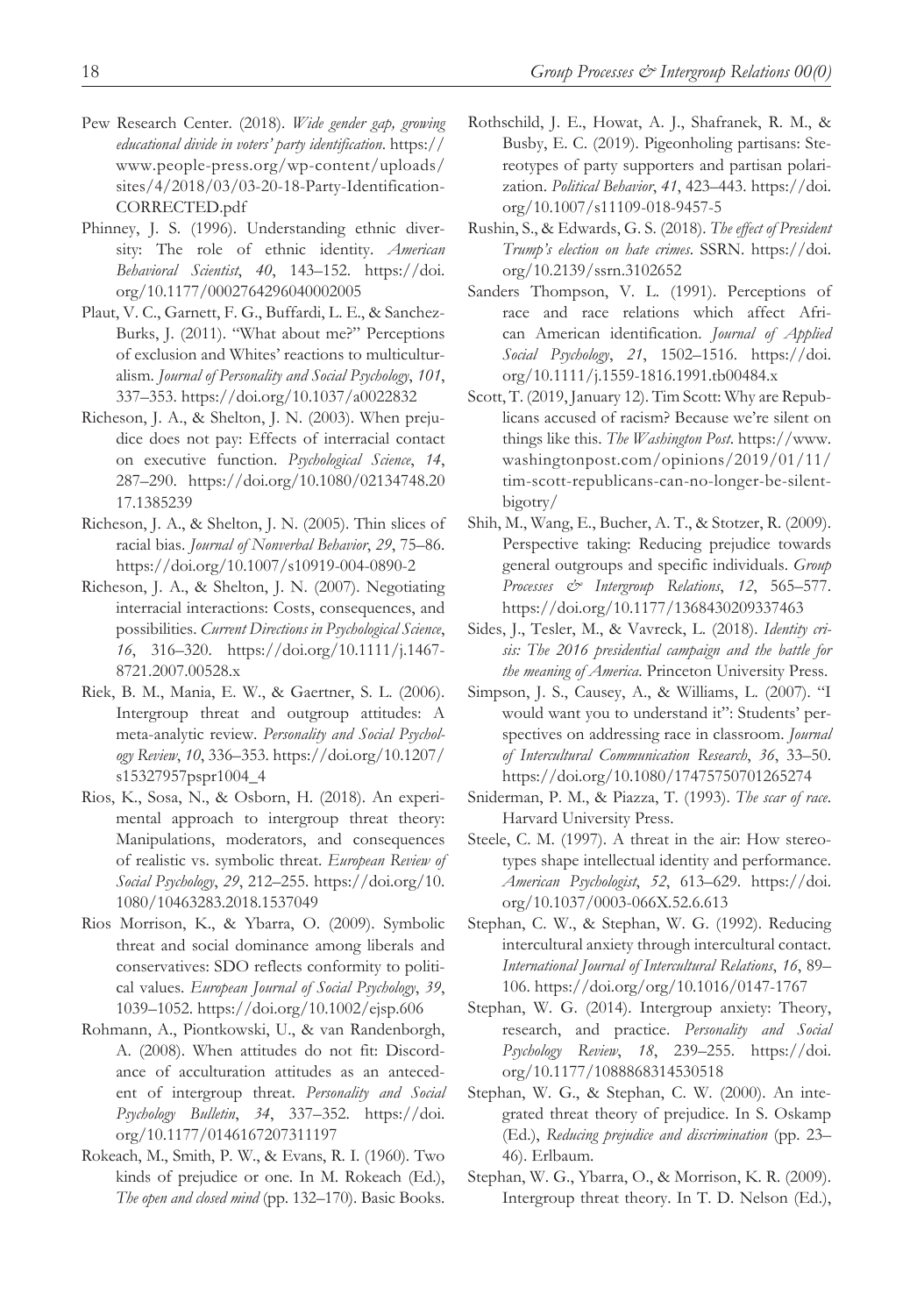Pew Research Center. (2018). *Wide gender gap, growing educational divide in voters' party identification*. https://www.people-press.org/wp-content/uploads/sites/4/2018/03/03-20-18-Party-Identification-CORRECTED.pdf

Phinney, J. S. (1996). Understanding ethnic diversity: The role of ethnic identity. *American Behavioral Scientist*, *40*, 143–152. https://doi.org/10.1177/0002764296040002005

Plaut, V. C., Garnett, F. G., Buffardi, L. E., & Sanchez-Burks, J. (2011). "What about me?" Perceptions of exclusion and Whites' reactions to multiculturalism. *Journal of Personality and Social Psychology*, *101*, 337–353. https://doi.org/10.1037/a0022832

Richeson, J. A., & Shelton, J. N. (2003). When prejudice does not pay: Effects of interracial contact on executive function. *Psychological Science*, *14*, 287–290. https://doi.org/10.1080/02134748.2017.1385239

Richeson, J. A., & Shelton, J. N. (2005). Thin slices of racial bias. *Journal of Nonverbal Behavior*, *29*, 75–86. https://doi.org/10.1007/s10919-004-0890-2

Richeson, J. A., & Shelton, J. N. (2007). Negotiating interracial interactions: Costs, consequences, and possibilities. *Current Directions in Psychological Science*, *16*, 316–320. https://doi.org/10.1111/j.1467-8721.2007.00528.x

Riek, B. M., Mania, E. W., & Gaertner, S. L. (2006). Intergroup threat and outgroup attitudes: A meta-analytic review. *Personality and Social Psychology Review*, *10*, 336–353. https://doi.org/10.1207/s15327957pspr1004_4

Rios, K., Sosa, N., & Osborn, H. (2018). An experimental approach to intergroup threat theory: Manipulations, moderators, and consequences of realistic vs. symbolic threat. *European Review of Social Psychology*, *29*, 212–255. https://doi.org/10.1080/10463283.2018.1537049

Rios Morrison, K., & Ybarra, O. (2009). Symbolic threat and social dominance among liberals and conservatives: SDO reflects conformity to political values. *European Journal of Social Psychology*, *39*, 1039–1052. https://doi.org/10.1002/ejsp.606

Rohmann, A., Piontkowski, U., & van Randenborgh, A. (2008). When attitudes do not fit: Discordance of acculturation attitudes as an antecedent of intergroup threat. *Personality and Social Psychology Bulletin*, *34*, 337–352. https://doi.org/10.1177/0146167207311197

Rokeach, M., Smith, P. W., & Evans, R. I. (1960). Two kinds of prejudice or one. In M. Rokeach (Ed.), *The open and closed mind* (pp. 132–170). Basic Books.

Rothschild, J. E., Howat, A. J., Shafranek, R. M., & Busby, E. C. (2019). Pigeonholing partisans: Stereotypes of party supporters and partisan polarization. *Political Behavior*, *41*, 423–443. https://doi.org/10.1007/s11109-018-9457-5

Rushin, S., & Edwards, G. S. (2018). *The effect of President Trump's election on hate crimes*. SSRN. https://doi.org/10.2139/ssrn.3102652

Sanders Thompson, V. L. (1991). Perceptions of race and race relations which affect African American identification. *Journal of Applied Social Psychology*, *21*, 1502–1516. https://doi.org/10.1111/j.1559-1816.1991.tb00484.x

Scott, T. (2019, January 12). Tim Scott: Why are Republicans accused of racism? Because we're silent on things like this. *The Washington Post*. https://www.washingtonpost.com/opinions/2019/01/11/tim-scott-republicans-can-no-longer-be-silent-bigotry/

Shih, M., Wang, E., Bucher, A. T., & Stotzer, R. (2009). Perspective taking: Reducing prejudice towards general outgroups and specific individuals. *Group Processes & Intergroup Relations*, *12*, 565–577. https://doi.org/10.1177/1368430209337463

Sides, J., Tesler, M., & Vavreck, L. (2018). *Identity crisis: The 2016 presidential campaign and the battle for the meaning of America*. Princeton University Press.

Simpson, J. S., Causey, A., & Williams, L. (2007). "I would want you to understand it": Students' perspectives on addressing race in classroom. *Journal of Intercultural Communication Research*, *36*, 33–50. https://doi.org/10.1080/17475750701265274

Sniderman, P. M., & Piazza, T. (1993). *The scar of race*. Harvard University Press.

Steele, C. M. (1997). A threat in the air: How stereotypes shape intellectual identity and performance. *American Psychologist*, *52*, 613–629. https://doi.org/10.1037/0003-066X.52.6.613

Stephan, C. W., & Stephan, W. G. (1992). Reducing intercultural anxiety through intercultural contact. *International Journal of Intercultural Relations*, *16*, 89–106. https://doi.org/org/10.1016/0147-1767

Stephan, W. G. (2014). Intergroup anxiety: Theory, research, and practice. *Personality and Social Psychology Review*, *18*, 239–255. https://doi.org/10.1177/1088868314530518

Stephan, W. G., & Stephan, C. W. (2000). An integrated threat theory of prejudice. In S. Oskamp (Ed.), *Reducing prejudice and discrimination* (pp. 23–46). Erlbaum.

Stephan, W. G., Ybarra, O., & Morrison, K. R. (2009). Intergroup threat theory. In T. D. Nelson (Ed.),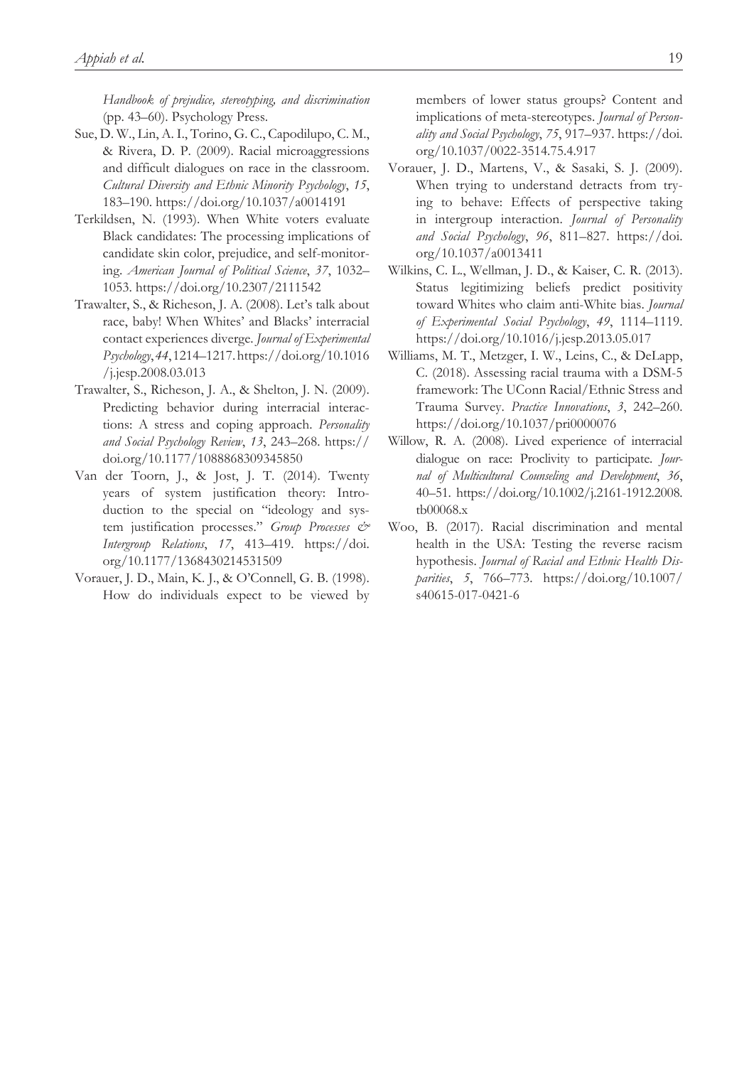*Handbook of prejudice, stereotyping, and discrimination* (pp. 43–60). Psychology Press.

Sue, D. W., Lin, A. I., Torino, G. C., Capodilupo, C. M., & Rivera, D. P. (2009). Racial microaggressions and difficult dialogues on race in the classroom. *Cultural Diversity and Ethnic Minority Psychology*, *15*, 183–190. https://doi.org/10.1037/a0014191

Terkildsen, N. (1993). When White voters evaluate Black candidates: The processing implications of candidate skin color, prejudice, and self-monitoring. *American Journal of Political Science*, *37*, 1032–1053. https://doi.org/10.2307/2111542

Trawalter, S., & Richeson, J. A. (2008). Let's talk about race, baby! When Whites' and Blacks' interracial contact experiences diverge. *Journal of Experimental Psychology*, *44*, 1214–1217. https://doi.org/10.1016/j.jesp.2008.03.013

Trawalter, S., Richeson, J. A., & Shelton, J. N. (2009). Predicting behavior during interracial interactions: A stress and coping approach. *Personality and Social Psychology Review*, *13*, 243–268. https://doi.org/10.1177/1088868309345850

Van der Toorn, J., & Jost, J. T. (2014). Twenty years of system justification theory: Introduction to the special on "ideology and system justification processes." *Group Processes & Intergroup Relations*, *17*, 413–419. https://doi.org/10.1177/1368430214531509

Vorauer, J. D., Main, K. J., & O'Connell, G. B. (1998). How do individuals expect to be viewed by members of lower status groups? Content and implications of meta-stereotypes. *Journal of Personality and Social Psychology*, *75*, 917–937. https://doi.org/10.1037/0022-3514.75.4.917

Vorauer, J. D., Martens, V., & Sasaki, S. J. (2009). When trying to understand detracts from trying to behave: Effects of perspective taking in intergroup interaction. *Journal of Personality and Social Psychology*, *96*, 811–827. https://doi.org/10.1037/a0013411

Wilkins, C. L., Wellman, J. D., & Kaiser, C. R. (2013). Status legitimizing beliefs predict positivity toward Whites who claim anti-White bias. *Journal of Experimental Social Psychology*, *49*, 1114–1119. https://doi.org/10.1016/j.jesp.2013.05.017

Williams, M. T., Metzger, I. W., Leins, C., & DeLapp, C. (2018). Assessing racial trauma with a DSM-5 framework: The UConn Racial/Ethnic Stress and Trauma Survey. *Practice Innovations*, *3*, 242–260. https://doi.org/10.1037/pri0000076

Willow, R. A. (2008). Lived experience of interracial dialogue on race: Proclivity to participate. *Journal of Multicultural Counseling and Development*, *36*, 40–51. https://doi.org/10.1002/j.2161-1912.2008.tb00068.x

Woo, B. (2017). Racial discrimination and mental health in the USA: Testing the reverse racism hypothesis. *Journal of Racial and Ethnic Health Disparities*, *5*, 766–773. https://doi.org/10.1007/s40615-017-0421-6